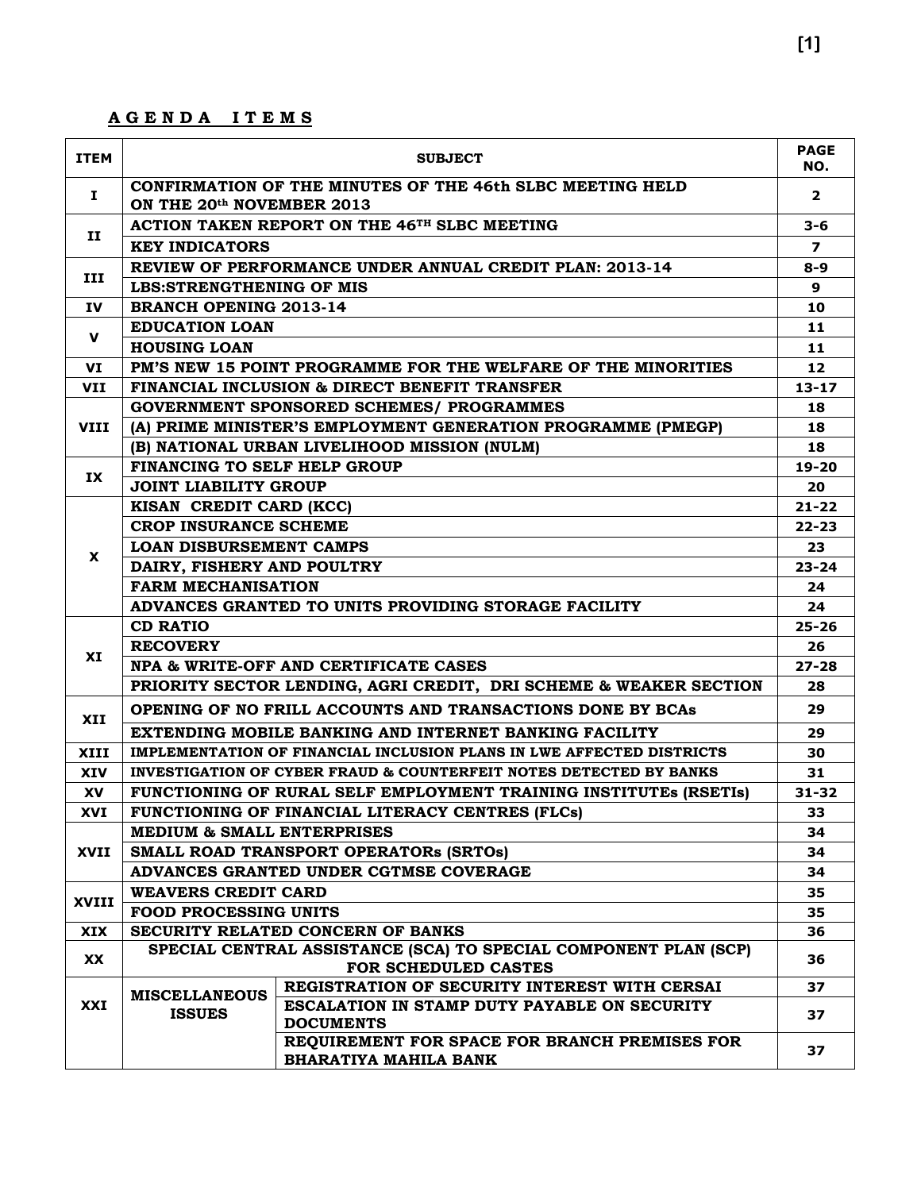## A G E N D A   I T E M S

| ITEM | SUBJECT | | PAGE NO. |
|---|---|---|---|
| I | CONFIRMATION OF THE MINUTES OF THE 46th SLBC MEETING HELD ON THE 20th NOVEMBER 2013 | | 2 |
| II | ACTION TAKEN REPORT ON THE 46TH SLBC MEETING | | 3-6 |
| | KEY INDICATORS | | 7 |
| III | REVIEW OF PERFORMANCE UNDER ANNUAL CREDIT PLAN: 2013-14 | | 8-9 |
| | LBS:STRENGTHENING OF MIS | | 9 |
| IV | BRANCH OPENING 2013-14 | | 10 |
| V | EDUCATION LOAN | | 11 |
| | HOUSING LOAN | | 11 |
| VI | PM'S NEW 15 POINT PROGRAMME FOR THE WELFARE OF THE MINORITIES | | 12 |
| VII | FINANCIAL INCLUSION & DIRECT BENEFIT TRANSFER | | 13-17 |
| VIII | GOVERNMENT SPONSORED SCHEMES/ PROGRAMMES | | 18 |
| | (A) PRIME MINISTER'S EMPLOYMENT GENERATION PROGRAMME (PMEGP) | | 18 |
| | (B) NATIONAL URBAN LIVELIHOOD MISSION (NULM) | | 18 |
| IX | FINANCING TO SELF HELP GROUP | | 19-20 |
| | JOINT LIABILITY GROUP | | 20 |
| X | KISAN CREDIT CARD (KCC) | | 21-22 |
| | CROP INSURANCE SCHEME | | 22-23 |
| | LOAN DISBURSEMENT CAMPS | | 23 |
| | DAIRY, FISHERY AND POULTRY | | 23-24 |
| | FARM MECHANISATION | | 24 |
| | ADVANCES GRANTED TO UNITS PROVIDING STORAGE FACILITY | | 24 |
| XI | CD RATIO | | 25-26 |
| | RECOVERY | | 26 |
| | NPA & WRITE-OFF AND CERTIFICATE CASES | | 27-28 |
| | PRIORITY SECTOR LENDING, AGRI CREDIT, DRI SCHEME & WEAKER SECTION | | 28 |
| XII | OPENING OF NO FRILL ACCOUNTS AND TRANSACTIONS DONE BY BCAs | | 29 |
| | EXTENDING MOBILE BANKING AND INTERNET BANKING FACILITY | | 29 |
| XIII | IMPLEMENTATION OF FINANCIAL INCLUSION PLANS IN LWE AFFECTED DISTRICTS | | 30 |
| XIV | INVESTIGATION OF CYBER FRAUD & COUNTERFEIT NOTES DETECTED BY BANKS | | 31 |
| XV | FUNCTIONING OF RURAL SELF EMPLOYMENT TRAINING INSTITUTEs (RSETIs) | | 31-32 |
| XVI | FUNCTIONING OF FINANCIAL LITERACY CENTRES (FLCs) | | 33 |
| XVII | MEDIUM & SMALL ENTERPRISES | | 34 |
| | SMALL ROAD TRANSPORT OPERATORs (SRTOs) | | 34 |
| | ADVANCES GRANTED UNDER CGTMSE COVERAGE | | 34 |
| XVIII | WEAVERS CREDIT CARD | | 35 |
| | FOOD PROCESSING UNITS | | 35 |
| XIX | SECURITY RELATED CONCERN OF BANKS | | 36 |
| XX | SPECIAL CENTRAL ASSISTANCE (SCA) TO SPECIAL COMPONENT PLAN (SCP) FOR SCHEDULED CASTES | | 36 |
| XXI | MISCELLANEOUS ISSUES | REGISTRATION OF SECURITY INTEREST WITH CERSAI | 37 |
| | | ESCALATION IN STAMP DUTY PAYABLE ON SECURITY DOCUMENTS | 37 |
| | | REQUIREMENT FOR SPACE FOR BRANCH PREMISES FOR BHARATIYA MAHILA BANK | 37 |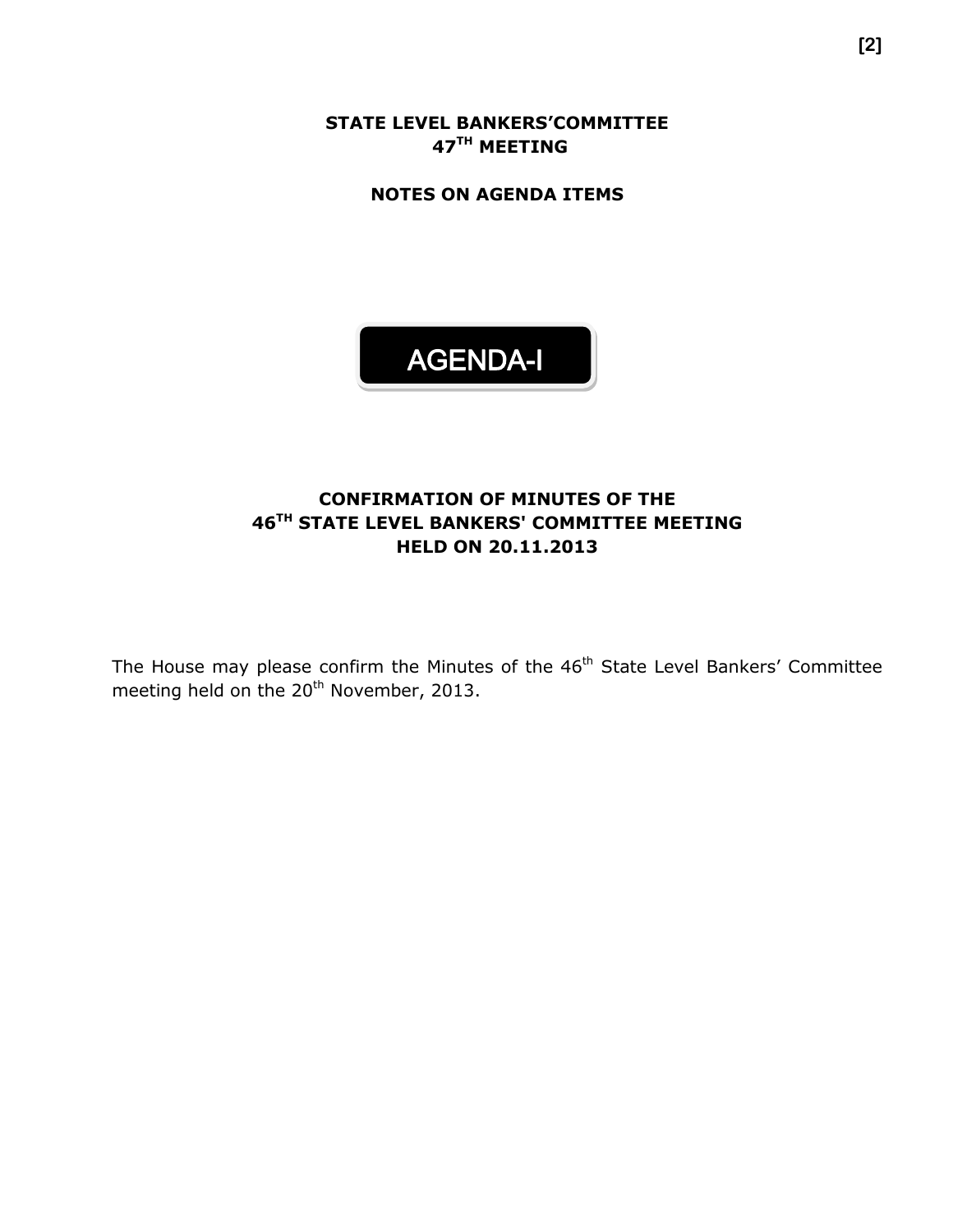# STATE LEVEL BANKERS'COMMITTEE
# 47TH MEETING

## NOTES ON AGENDA ITEMS

## AGENDA-I

### CONFIRMATION OF MINUTES OF THE 46TH STATE LEVEL BANKERS' COMMITTEE MEETING HELD ON 20.11.2013

The House may please confirm the Minutes of the 46th State Level Bankers' Committee meeting held on the 20th November, 2013.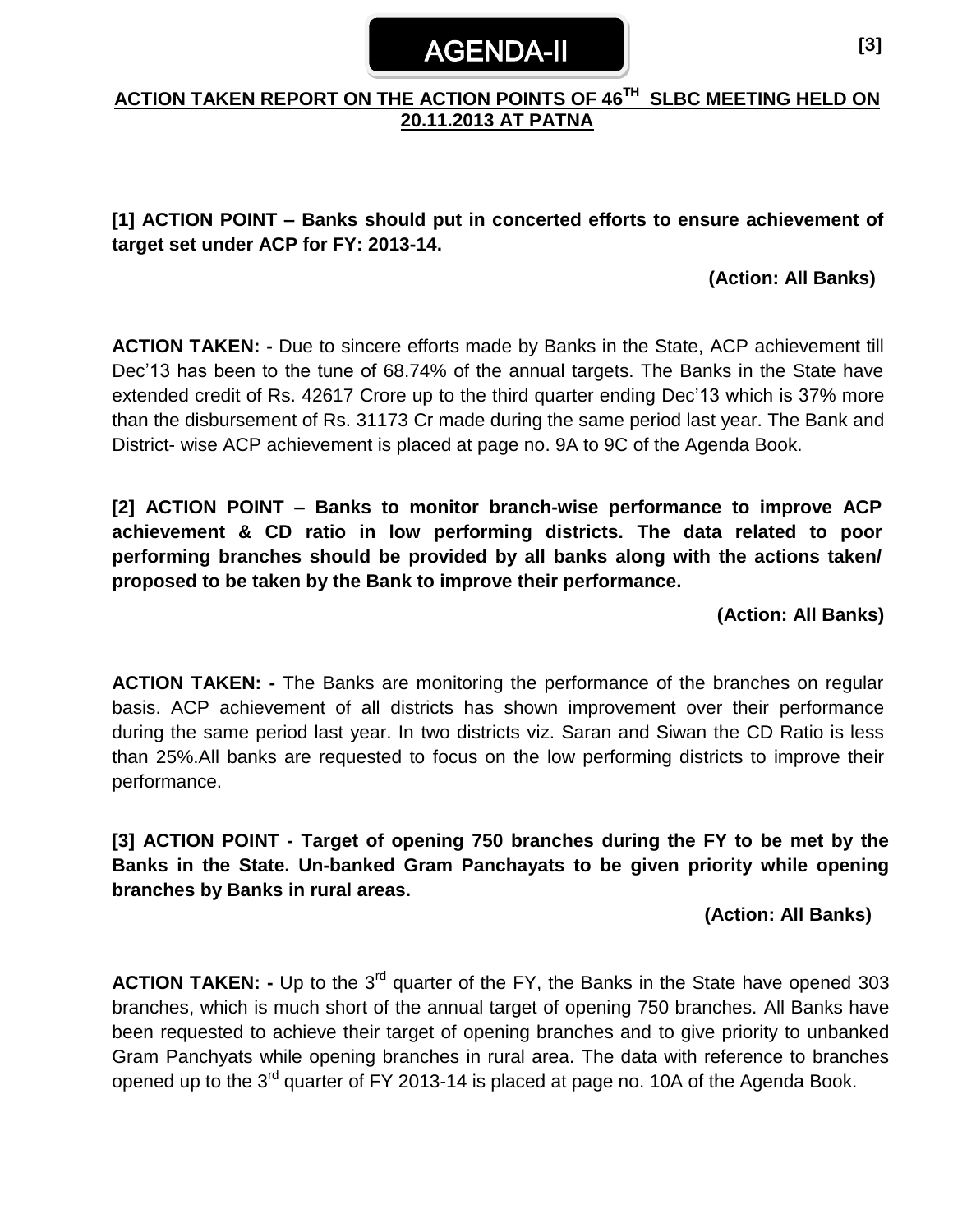# AGENDA-II

## ACTION TAKEN REPORT ON THE ACTION POINTS OF 46TH SLBC MEETING HELD ON 20.11.2013 AT PATNA

**[1] ACTION POINT – Banks should put in concerted efforts to ensure achievement of target set under ACP for FY: 2013-14.**

**(Action: All Banks)**

**ACTION TAKEN: -** Due to sincere efforts made by Banks in the State, ACP achievement till Dec'13 has been to the tune of 68.74% of the annual targets. The Banks in the State have extended credit of Rs. 42617 Crore up to the third quarter ending Dec'13 which is 37% more than the disbursement of Rs. 31173 Cr made during the same period last year. The Bank and District- wise ACP achievement is placed at page no. 9A to 9C of the Agenda Book.

**[2] ACTION POINT – Banks to monitor branch-wise performance to improve ACP achievement & CD ratio in low performing districts. The data related to poor performing branches should be provided by all banks along with the actions taken/ proposed to be taken by the Bank to improve their performance.**

**(Action: All Banks)**

**ACTION TAKEN: -** The Banks are monitoring the performance of the branches on regular basis. ACP achievement of all districts has shown improvement over their performance during the same period last year. In two districts viz. Saran and Siwan the CD Ratio is less than 25%.All banks are requested to focus on the low performing districts to improve their performance.

**[3] ACTION POINT - Target of opening 750 branches during the FY to be met by the Banks in the State. Un-banked Gram Panchayats to be given priority while opening branches by Banks in rural areas.**

**(Action: All Banks)**

**ACTION TAKEN: -** Up to the 3rd quarter of the FY, the Banks in the State have opened 303 branches, which is much short of the annual target of opening 750 branches. All Banks have been requested to achieve their target of opening branches and to give priority to unbanked Gram Panchyats while opening branches in rural area. The data with reference to branches opened up to the 3rd quarter of FY 2013-14 is placed at page no. 10A of the Agenda Book.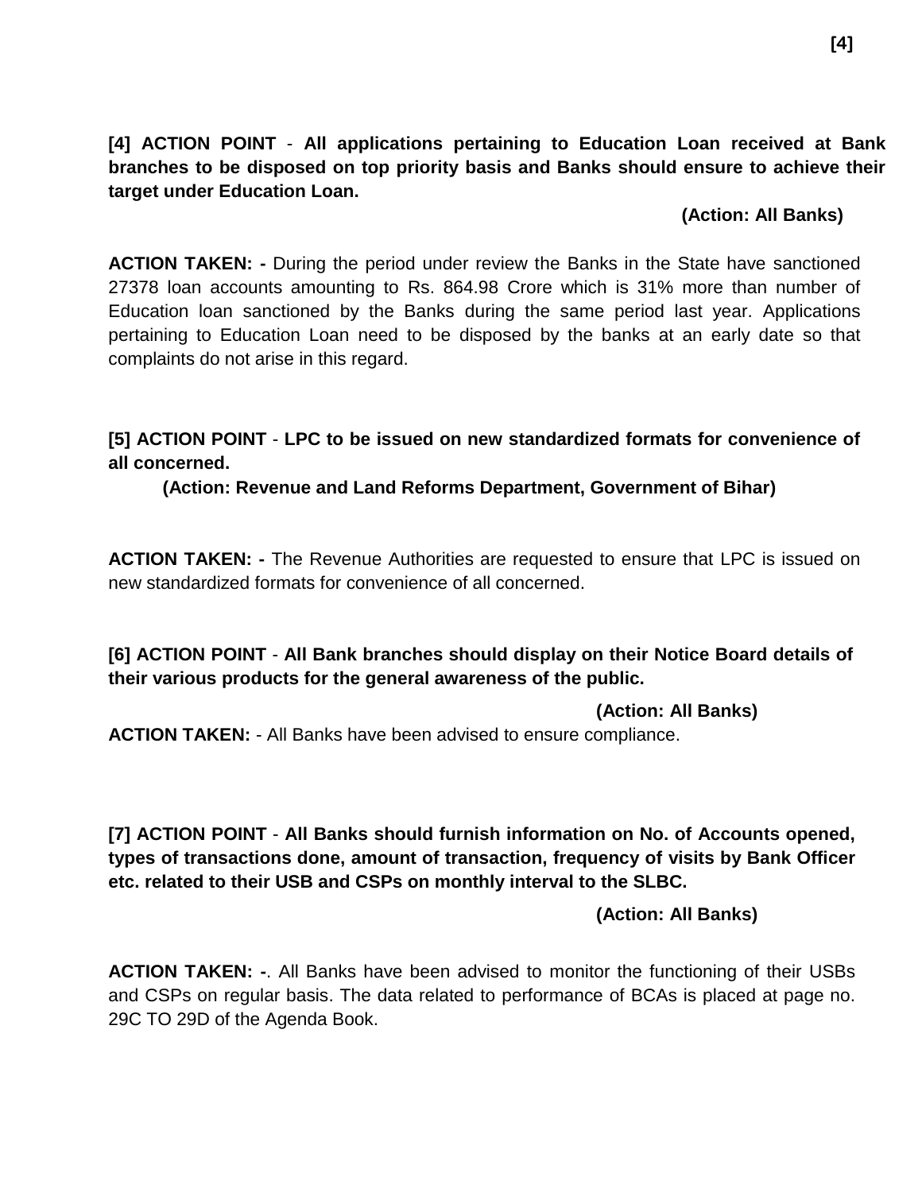**[4] ACTION POINT** - **All applications pertaining to Education Loan received at Bank branches to be disposed on top priority basis and Banks should ensure to achieve their target under Education Loan.**

**(Action: All Banks)**

**ACTION TAKEN: -** During the period under review the Banks in the State have sanctioned 27378 loan accounts amounting to Rs. 864.98 Crore which is 31% more than number of Education loan sanctioned by the Banks during the same period last year. Applications pertaining to Education Loan need to be disposed by the banks at an early date so that complaints do not arise in this regard.

**[5] ACTION POINT** - **LPC to be issued on new standardized formats for convenience of all concerned.**

**(Action: Revenue and Land Reforms Department, Government of Bihar)**

**ACTION TAKEN: -** The Revenue Authorities are requested to ensure that LPC is issued on new standardized formats for convenience of all concerned.

**[6] ACTION POINT** - **All Bank branches should display on their Notice Board details of their various products for the general awareness of the public.**

**(Action: All Banks)**

**ACTION TAKEN:** - All Banks have been advised to ensure compliance.

**[7] ACTION POINT** - **All Banks should furnish information on No. of Accounts opened, types of transactions done, amount of transaction, frequency of visits by Bank Officer etc. related to their USB and CSPs on monthly interval to the SLBC.**

**(Action: All Banks)**

**ACTION TAKEN: -**. All Banks have been advised to monitor the functioning of their USBs and CSPs on regular basis. The data related to performance of BCAs is placed at page no. 29C TO 29D of the Agenda Book.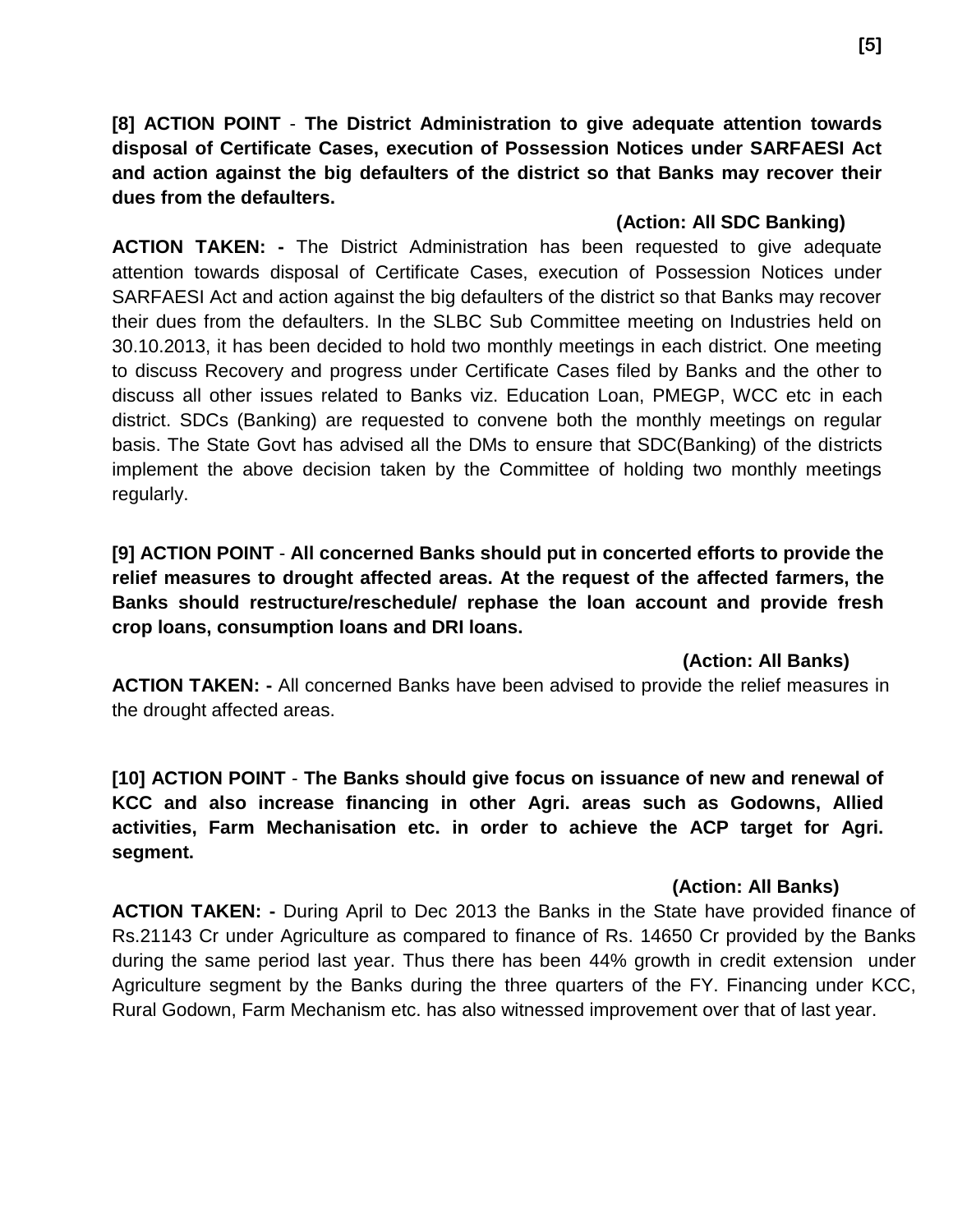**[8] ACTION POINT** - **The District Administration to give adequate attention towards disposal of Certificate Cases, execution of Possession Notices under SARFAESI Act and action against the big defaulters of the district so that Banks may recover their dues from the defaulters.**

**(Action: All SDC Banking)**

**ACTION TAKEN: -** The District Administration has been requested to give adequate attention towards disposal of Certificate Cases, execution of Possession Notices under SARFAESI Act and action against the big defaulters of the district so that Banks may recover their dues from the defaulters. In the SLBC Sub Committee meeting on Industries held on 30.10.2013, it has been decided to hold two monthly meetings in each district. One meeting to discuss Recovery and progress under Certificate Cases filed by Banks and the other to discuss all other issues related to Banks viz. Education Loan, PMEGP, WCC etc in each district. SDCs (Banking) are requested to convene both the monthly meetings on regular basis. The State Govt has advised all the DMs to ensure that SDC(Banking) of the districts implement the above decision taken by the Committee of holding two monthly meetings regularly.

**[9] ACTION POINT** - **All concerned Banks should put in concerted efforts to provide the relief measures to drought affected areas. At the request of the affected farmers, the Banks should restructure/reschedule/ rephase the loan account and provide fresh crop loans, consumption loans and DRI loans.**

**(Action: All Banks)**

**ACTION TAKEN: -** All concerned Banks have been advised to provide the relief measures in the drought affected areas.

**[10] ACTION POINT** - **The Banks should give focus on issuance of new and renewal of KCC and also increase financing in other Agri. areas such as Godowns, Allied activities, Farm Mechanisation etc. in order to achieve the ACP target for Agri. segment.**

**(Action: All Banks)**

**ACTION TAKEN: -** During April to Dec 2013 the Banks in the State have provided finance of Rs.21143 Cr under Agriculture as compared to finance of Rs. 14650 Cr provided by the Banks during the same period last year. Thus there has been 44% growth in credit extension under Agriculture segment by the Banks during the three quarters of the FY. Financing under KCC, Rural Godown, Farm Mechanism etc. has also witnessed improvement over that of last year.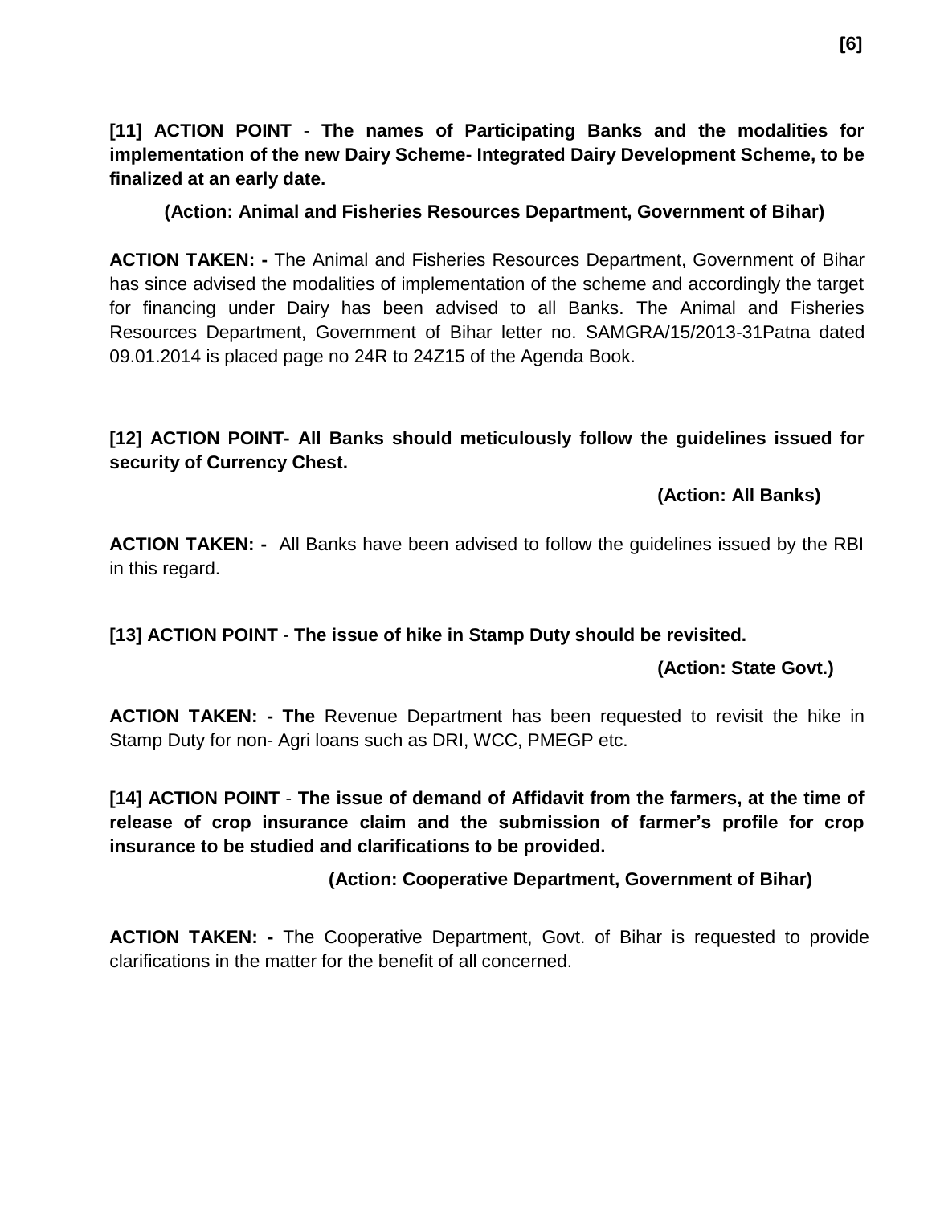**[11] ACTION POINT** - **The names of Participating Banks and the modalities for implementation of the new Dairy Scheme- Integrated Dairy Development Scheme, to be finalized at an early date.**

**(Action: Animal and Fisheries Resources Department, Government of Bihar)**

**ACTION TAKEN: -** The Animal and Fisheries Resources Department, Government of Bihar has since advised the modalities of implementation of the scheme and accordingly the target for financing under Dairy has been advised to all Banks. The Animal and Fisheries Resources Department, Government of Bihar letter no. SAMGRA/15/2013-31Patna dated 09.01.2014 is placed page no 24R to 24Z15 of the Agenda Book.

**[12] ACTION POINT- All Banks should meticulously follow the guidelines issued for security of Currency Chest.**

**(Action: All Banks)**

**ACTION TAKEN: -** All Banks have been advised to follow the guidelines issued by the RBI in this regard.

**[13] ACTION POINT** - **The issue of hike in Stamp Duty should be revisited.**

**(Action: State Govt.)**

**ACTION TAKEN: - The** Revenue Department has been requested to revisit the hike in Stamp Duty for non- Agri loans such as DRI, WCC, PMEGP etc.

**[14] ACTION POINT** - **The issue of demand of Affidavit from the farmers, at the time of release of crop insurance claim and the submission of farmer's profile for crop insurance to be studied and clarifications to be provided.**

**(Action: Cooperative Department, Government of Bihar)**

**ACTION TAKEN: -** The Cooperative Department, Govt. of Bihar is requested to provide clarifications in the matter for the benefit of all concerned.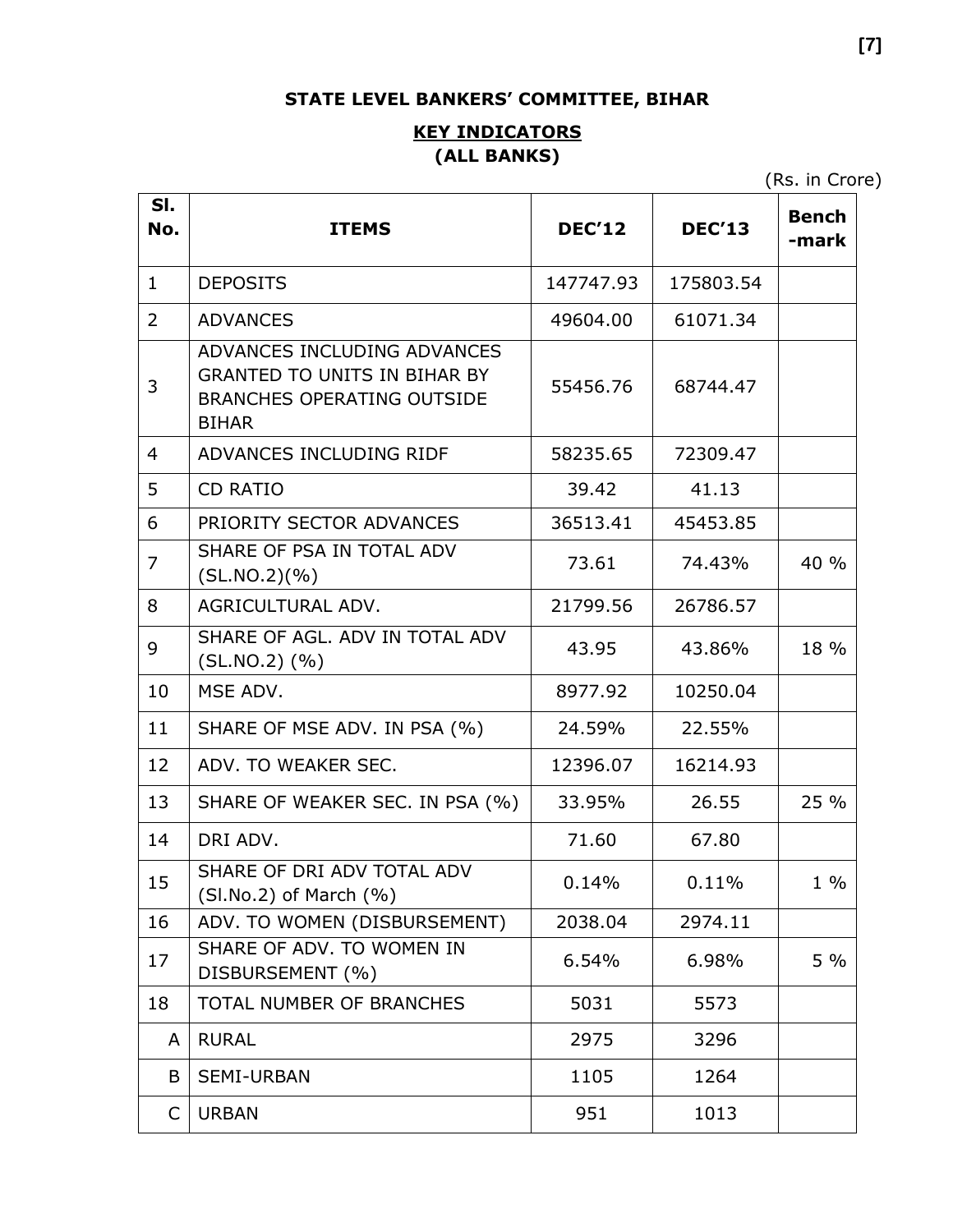**STATE LEVEL BANKERS' COMMITTEE, BIHAR**

**KEY INDICATORS**
**(ALL BANKS)**

(Rs. in Crore)

| Sl. No. | ITEMS | DEC'12 | DEC'13 | Bench -mark |
|---|---|---|---|---|
| 1 | DEPOSITS | 147747.93 | 175803.54 | |
| 2 | ADVANCES | 49604.00 | 61071.34 | |
| 3 | ADVANCES INCLUDING ADVANCES GRANTED TO UNITS IN BIHAR BY BRANCHES OPERATING OUTSIDE BIHAR | 55456.76 | 68744.47 | |
| 4 | ADVANCES INCLUDING RIDF | 58235.65 | 72309.47 | |
| 5 | CD RATIO | 39.42 | 41.13 | |
| 6 | PRIORITY SECTOR ADVANCES | 36513.41 | 45453.85 | |
| 7 | SHARE OF PSA IN TOTAL ADV (SL.NO.2)(%) | 73.61 | 74.43% | 40 % |
| 8 | AGRICULTURAL ADV. | 21799.56 | 26786.57 | |
| 9 | SHARE OF AGL. ADV IN TOTAL ADV (SL.NO.2) (%) | 43.95 | 43.86% | 18 % |
| 10 | MSE ADV. | 8977.92 | 10250.04 | |
| 11 | SHARE OF MSE ADV. IN PSA (%) | 24.59% | 22.55% | |
| 12 | ADV. TO WEAKER SEC. | 12396.07 | 16214.93 | |
| 13 | SHARE OF WEAKER SEC. IN PSA (%) | 33.95% | 26.55 | 25 % |
| 14 | DRI ADV. | 71.60 | 67.80 | |
| 15 | SHARE OF DRI ADV TOTAL ADV (Sl.No.2) of March (%) | 0.14% | 0.11% | 1 % |
| 16 | ADV. TO WOMEN (DISBURSEMENT) | 2038.04 | 2974.11 | |
| 17 | SHARE OF ADV. TO WOMEN IN DISBURSEMENT (%) | 6.54% | 6.98% | 5 % |
| 18 | TOTAL NUMBER OF BRANCHES | 5031 | 5573 | |
| A | RURAL | 2975 | 3296 | |
| B | SEMI-URBAN | 1105 | 1264 | |
| C | URBAN | 951 | 1013 | |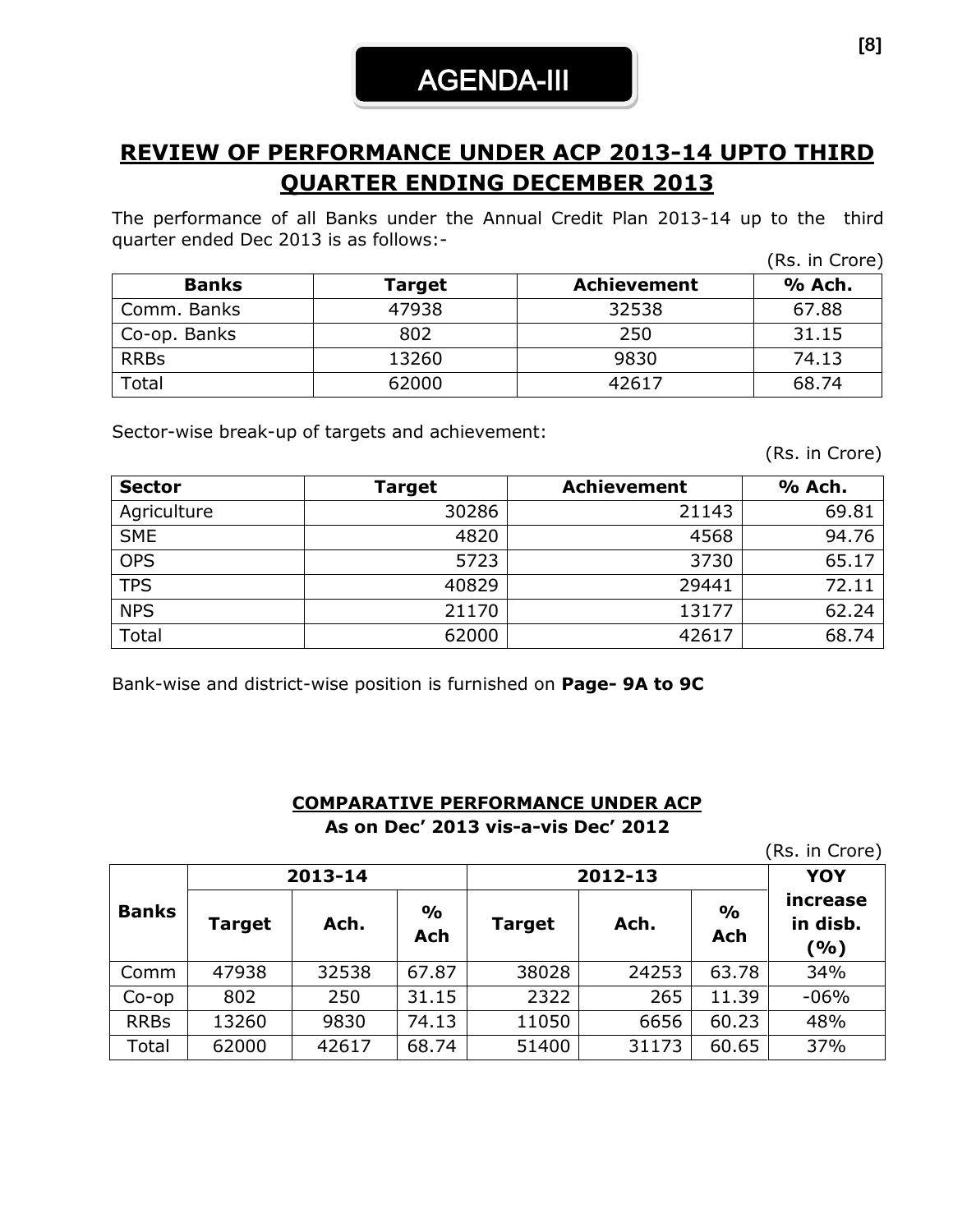# AGENDA-III

## REVIEW OF PERFORMANCE UNDER ACP 2013-14 UPTO THIRD QUARTER ENDING DECEMBER 2013

The performance of all Banks under the Annual Credit Plan 2013-14 up to the third quarter ended Dec 2013 is as follows:-

(Rs. in Crore)

| Banks | Target | Achievement | % Ach. |
|---|---|---|---|
| Comm. Banks | 47938 | 32538 | 67.88 |
| Co-op. Banks | 802 | 250 | 31.15 |
| RRBs | 13260 | 9830 | 74.13 |
| Total | 62000 | 42617 | 68.74 |

Sector-wise break-up of targets and achievement:

(Rs. in Crore)

| Sector | Target | Achievement | % Ach. |
|---|---|---|---|
| Agriculture | 30286 | 21143 | 69.81 |
| SME | 4820 | 4568 | 94.76 |
| OPS | 5723 | 3730 | 65.17 |
| TPS | 40829 | 29441 | 72.11 |
| NPS | 21170 | 13177 | 62.24 |
| Total | 62000 | 42617 | 68.74 |

Bank-wise and district-wise position is furnished on **Page- 9A to 9C**

### COMPARATIVE PERFORMANCE UNDER ACP
**As on Dec' 2013 vis-a-vis Dec' 2012**

(Rs. in Crore)

| Banks | 2013-14 | | | 2012-13 | | | YOY increase in disb. (%) |
|---|---|---|---|---|---|---|---|
| | Target | Ach. | % Ach | Target | Ach. | % Ach | |
| Comm | 47938 | 32538 | 67.87 | 38028 | 24253 | 63.78 | 34% |
| Co-op | 802 | 250 | 31.15 | 2322 | 265 | 11.39 | -06% |
| RRBs | 13260 | 9830 | 74.13 | 11050 | 6656 | 60.23 | 48% |
| Total | 62000 | 42617 | 68.74 | 51400 | 31173 | 60.65 | 37% |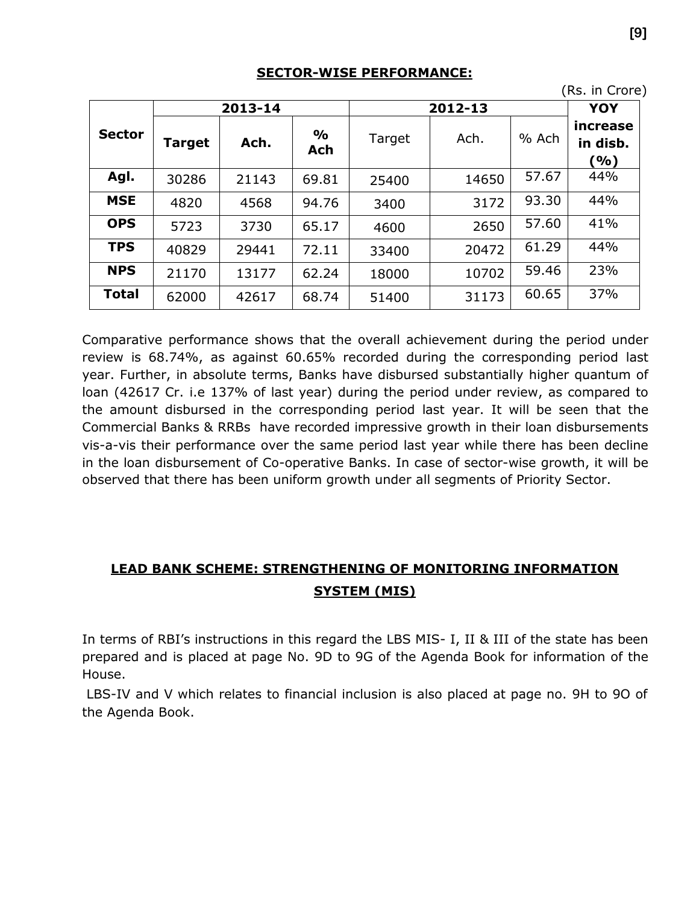## SECTOR-WISE PERFORMANCE:

(Rs. in Crore)

| Sector | 2013-14 | | | 2012-13 | | | YOY increase in disb. (%) |
|---|---|---|---|---|---|---|---|
| | Target | Ach. | % Ach | Target | Ach. | % Ach | |
| Agl. | 30286 | 21143 | 69.81 | 25400 | 14650 | 57.67 | 44% |
| MSE | 4820 | 4568 | 94.76 | 3400 | 3172 | 93.30 | 44% |
| OPS | 5723 | 3730 | 65.17 | 4600 | 2650 | 57.60 | 41% |
| TPS | 40829 | 29441 | 72.11 | 33400 | 20472 | 61.29 | 44% |
| NPS | 21170 | 13177 | 62.24 | 18000 | 10702 | 59.46 | 23% |
| Total | 62000 | 42617 | 68.74 | 51400 | 31173 | 60.65 | 37% |

Comparative performance shows that the overall achievement during the period under review is 68.74%, as against 60.65% recorded during the corresponding period last year. Further, in absolute terms, Banks have disbursed substantially higher quantum of loan (42617 Cr. i.e 137% of last year) during the period under review, as compared to the amount disbursed in the corresponding period last year. It will be seen that the Commercial Banks & RRBs have recorded impressive growth in their loan disbursements vis-a-vis their performance over the same period last year while there has been decline in the loan disbursement of Co-operative Banks. In case of sector-wise growth, it will be observed that there has been uniform growth under all segments of Priority Sector.

## LEAD BANK SCHEME: STRENGTHENING OF MONITORING INFORMATION SYSTEM (MIS)

In terms of RBI's instructions in this regard the LBS MIS- I, II & III of the state has been prepared and is placed at page No. 9D to 9G of the Agenda Book for information of the House.

LBS-IV and V which relates to financial inclusion is also placed at page no. 9H to 9O of the Agenda Book.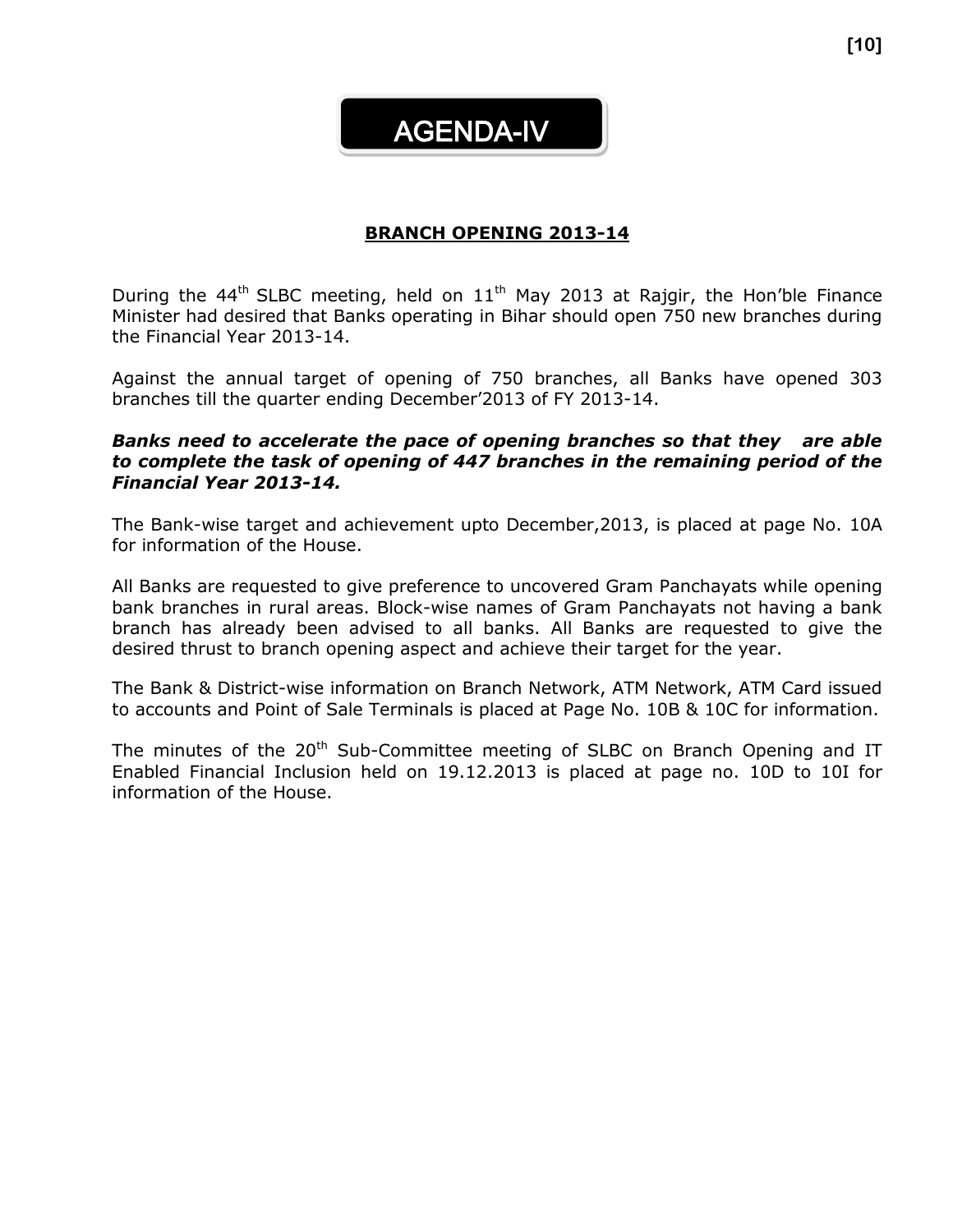# AGENDA-IV

## BRANCH OPENING 2013-14

During the 44th SLBC meeting, held on 11th May 2013 at Rajgir, the Hon'ble Finance Minister had desired that Banks operating in Bihar should open 750 new branches during the Financial Year 2013-14.

Against the annual target of opening of 750 branches, all Banks have opened 303 branches till the quarter ending December'2013 of FY 2013-14.

***Banks need to accelerate the pace of opening branches so that they are able to complete the task of opening of 447 branches in the remaining period of the Financial Year 2013-14.***

The Bank-wise target and achievement upto December,2013, is placed at page No. 10A for information of the House.

All Banks are requested to give preference to uncovered Gram Panchayats while opening bank branches in rural areas. Block-wise names of Gram Panchayats not having a bank branch has already been advised to all banks. All Banks are requested to give the desired thrust to branch opening aspect and achieve their target for the year.

The Bank & District-wise information on Branch Network, ATM Network, ATM Card issued to accounts and Point of Sale Terminals is placed at Page No. 10B & 10C for information.

The minutes of the 20th Sub-Committee meeting of SLBC on Branch Opening and IT Enabled Financial Inclusion held on 19.12.2013 is placed at page no. 10D to 10I for information of the House.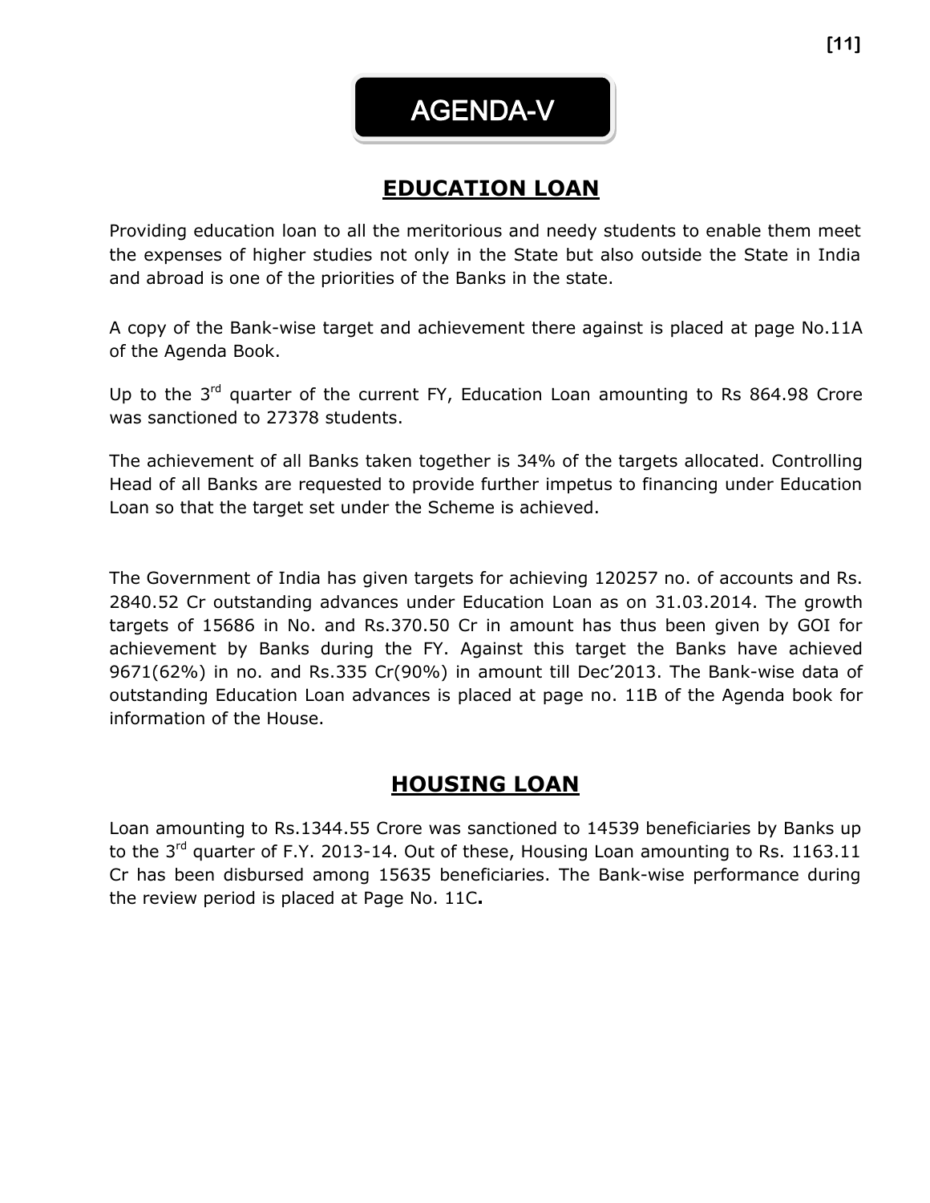# AGENDA-V

## EDUCATION LOAN

Providing education loan to all the meritorious and needy students to enable them meet the expenses of higher studies not only in the State but also outside the State in India and abroad is one of the priorities of the Banks in the state.

A copy of the Bank-wise target and achievement there against is placed at page No.11A of the Agenda Book.

Up to the 3rd quarter of the current FY, Education Loan amounting to Rs 864.98 Crore was sanctioned to 27378 students.

The achievement of all Banks taken together is 34% of the targets allocated. Controlling Head of all Banks are requested to provide further impetus to financing under Education Loan so that the target set under the Scheme is achieved.

The Government of India has given targets for achieving 120257 no. of accounts and Rs. 2840.52 Cr outstanding advances under Education Loan as on 31.03.2014. The growth targets of 15686 in No. and Rs.370.50 Cr in amount has thus been given by GOI for achievement by Banks during the FY. Against this target the Banks have achieved 9671(62%) in no. and Rs.335 Cr(90%) in amount till Dec'2013. The Bank-wise data of outstanding Education Loan advances is placed at page no. 11B of the Agenda book for information of the House.

## HOUSING LOAN

Loan amounting to Rs.1344.55 Crore was sanctioned to 14539 beneficiaries by Banks up to the 3rd quarter of F.Y. 2013-14. Out of these, Housing Loan amounting to Rs. 1163.11 Cr has been disbursed among 15635 beneficiaries. The Bank-wise performance during the review period is placed at Page No. 11C**.**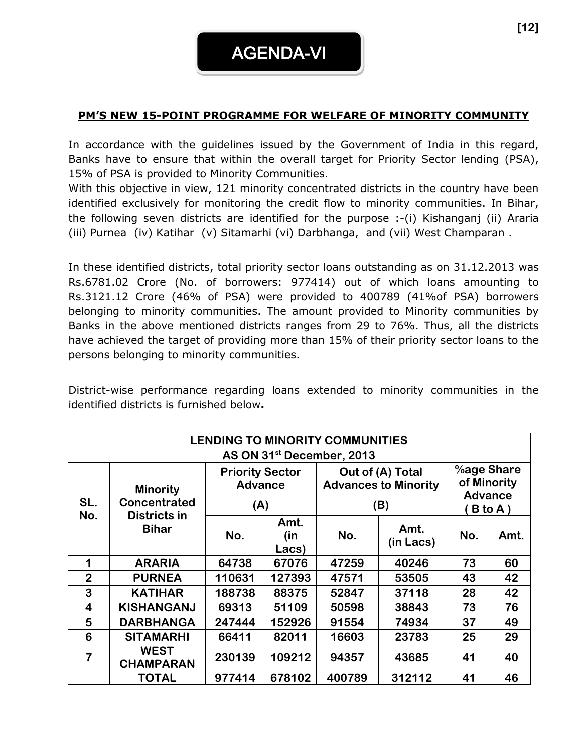# AGENDA-VI

## PM'S NEW 15-POINT PROGRAMME FOR WELFARE OF MINORITY COMMUNITY

In accordance with the guidelines issued by the Government of India in this regard, Banks have to ensure that within the overall target for Priority Sector lending (PSA), 15% of PSA is provided to Minority Communities.
With this objective in view, 121 minority concentrated districts in the country have been identified exclusively for monitoring the credit flow to minority communities. In Bihar, the following seven districts are identified for the purpose :-(i) Kishanganj (ii) Araria (iii) Purnea (iv) Katihar (v) Sitamarhi (vi) Darbhanga, and (vii) West Champaran .

In these identified districts, total priority sector loans outstanding as on 31.12.2013 was Rs.6781.02 Crore (No. of borrowers: 977414) out of which loans amounting to Rs.3121.12 Crore (46% of PSA) were provided to 400789 (41%of PSA) borrowers belonging to minority communities. The amount provided to Minority communities by Banks in the above mentioned districts ranges from 29 to 76%. Thus, all the districts have achieved the target of providing more than 15% of their priority sector loans to the persons belonging to minority communities.

District-wise performance regarding loans extended to minority communities in the identified districts is furnished below**.**

| LENDING TO MINORITY COMMUNITIES | | | | | | | |
|---|---|---|---|---|---|---|---|
| AS ON 31st December, 2013 | | | | | | | |
| SL. No. | Minority Concentrated Districts in Bihar | Priority Sector Advance (A) | | Out of (A) Total Advances to Minority (B) | | %age Share of Minority Advance ( B to A ) | |
| | | No. | Amt. (in Lacs) | No. | Amt. (in Lacs) | No. | Amt. |
| 1 | ARARIA | 64738 | 67076 | 47259 | 40246 | 73 | 60 |
| 2 | PURNEA | 110631 | 127393 | 47571 | 53505 | 43 | 42 |
| 3 | KATIHAR | 188738 | 88375 | 52847 | 37118 | 28 | 42 |
| 4 | KISHANGANJ | 69313 | 51109 | 50598 | 38843 | 73 | 76 |
| 5 | DARBHANGA | 247444 | 152926 | 91554 | 74934 | 37 | 49 |
| 6 | SITAMARHI | 66411 | 82011 | 16603 | 23783 | 25 | 29 |
| 7 | WEST CHAMPARAN | 230139 | 109212 | 94357 | 43685 | 41 | 40 |
| | TOTAL | 977414 | 678102 | 400789 | 312112 | 41 | 46 |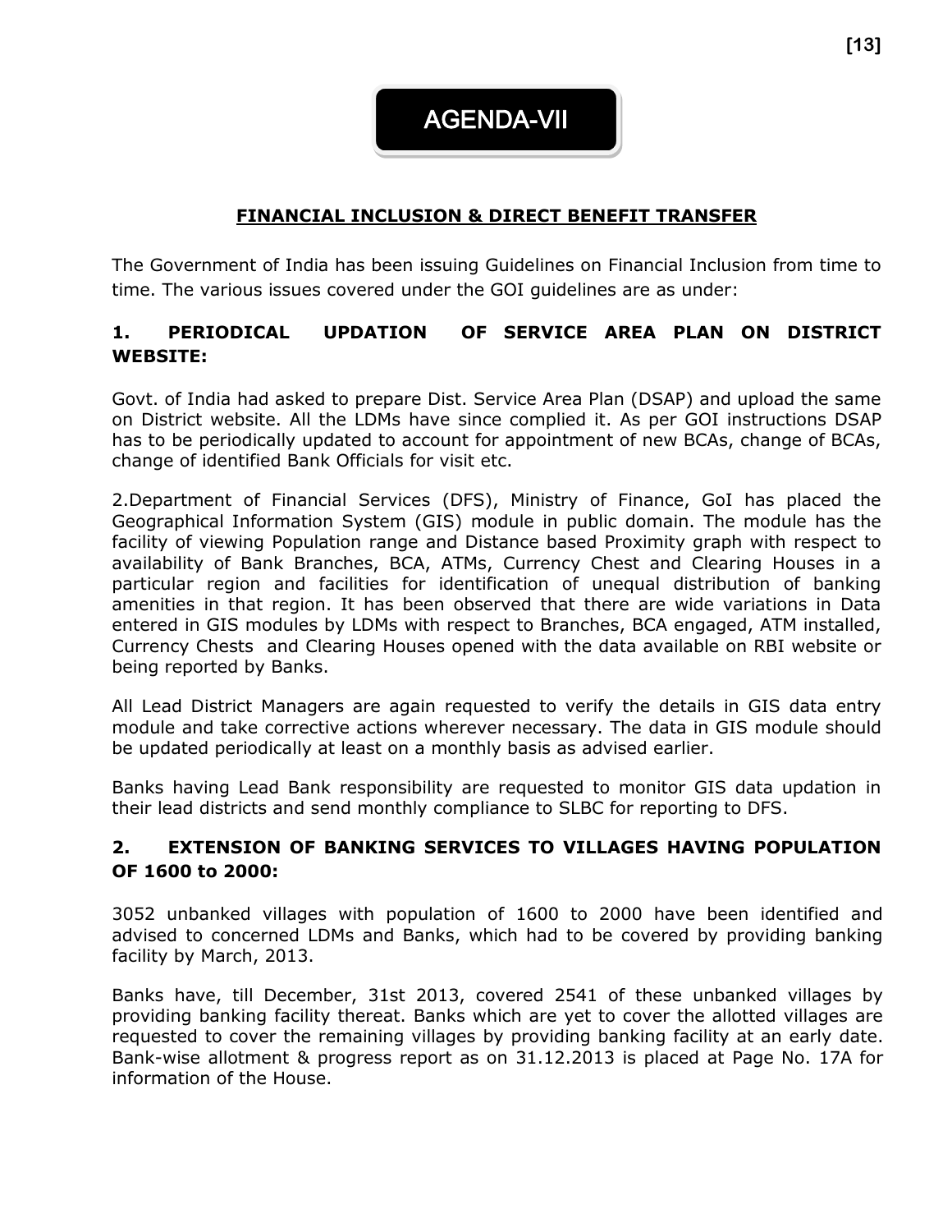# AGENDA-VII

## FINANCIAL INCLUSION & DIRECT BENEFIT TRANSFER

The Government of India has been issuing Guidelines on Financial Inclusion from time to time. The various issues covered under the GOI guidelines are as under:

### 1. PERIODICAL UPDATION OF SERVICE AREA PLAN ON DISTRICT WEBSITE:

Govt. of India had asked to prepare Dist. Service Area Plan (DSAP) and upload the same on District website. All the LDMs have since complied it. As per GOI instructions DSAP has to be periodically updated to account for appointment of new BCAs, change of BCAs, change of identified Bank Officials for visit etc.

2.Department of Financial Services (DFS), Ministry of Finance, GoI has placed the Geographical Information System (GIS) module in public domain. The module has the facility of viewing Population range and Distance based Proximity graph with respect to availability of Bank Branches, BCA, ATMs, Currency Chest and Clearing Houses in a particular region and facilities for identification of unequal distribution of banking amenities in that region. It has been observed that there are wide variations in Data entered in GIS modules by LDMs with respect to Branches, BCA engaged, ATM installed, Currency Chests and Clearing Houses opened with the data available on RBI website or being reported by Banks.

All Lead District Managers are again requested to verify the details in GIS data entry module and take corrective actions wherever necessary. The data in GIS module should be updated periodically at least on a monthly basis as advised earlier.

Banks having Lead Bank responsibility are requested to monitor GIS data updation in their lead districts and send monthly compliance to SLBC for reporting to DFS.

### 2. EXTENSION OF BANKING SERVICES TO VILLAGES HAVING POPULATION OF 1600 to 2000:

3052 unbanked villages with population of 1600 to 2000 have been identified and advised to concerned LDMs and Banks, which had to be covered by providing banking facility by March, 2013.

Banks have, till December, 31st 2013, covered 2541 of these unbanked villages by providing banking facility thereat. Banks which are yet to cover the allotted villages are requested to cover the remaining villages by providing banking facility at an early date. Bank-wise allotment & progress report as on 31.12.2013 is placed at Page No. 17A for information of the House.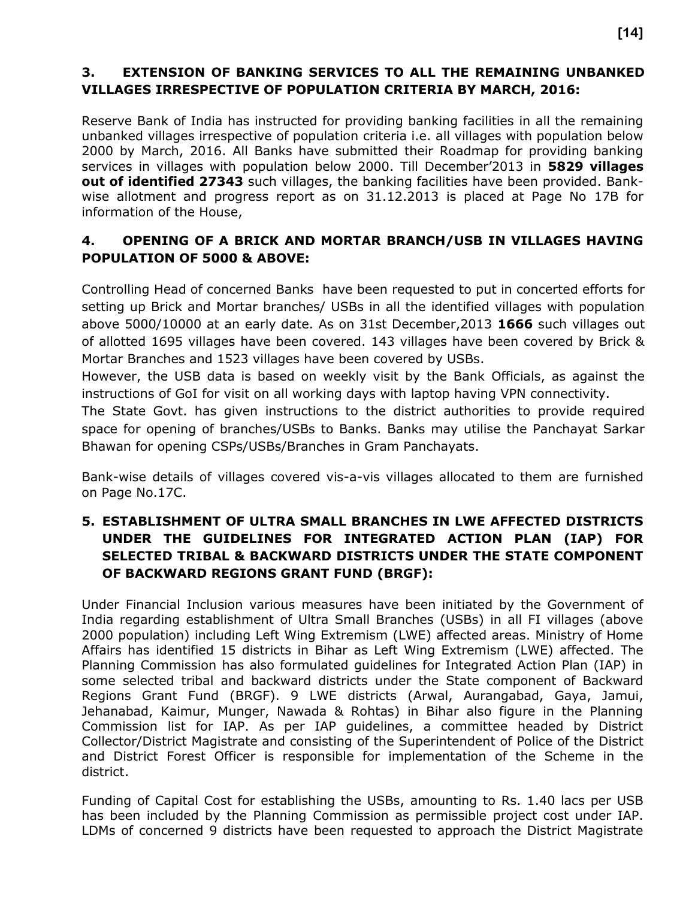## 3. EXTENSION OF BANKING SERVICES TO ALL THE REMAINING UNBANKED VILLAGES IRRESPECTIVE OF POPULATION CRITERIA BY MARCH, 2016:

Reserve Bank of India has instructed for providing banking facilities in all the remaining unbanked villages irrespective of population criteria i.e. all villages with population below 2000 by March, 2016. All Banks have submitted their Roadmap for providing banking services in villages with population below 2000. Till December'2013 in **5829 villages out of identified 27343** such villages, the banking facilities have been provided. Bank-wise allotment and progress report as on 31.12.2013 is placed at Page No 17B for information of the House,

## 4. OPENING OF A BRICK AND MORTAR BRANCH/USB IN VILLAGES HAVING POPULATION OF 5000 & ABOVE:

Controlling Head of concerned Banks have been requested to put in concerted efforts for setting up Brick and Mortar branches/ USBs in all the identified villages with population above 5000/10000 at an early date. As on 31st December,2013 **1666** such villages out of allotted 1695 villages have been covered. 143 villages have been covered by Brick & Mortar Branches and 1523 villages have been covered by USBs.

However, the USB data is based on weekly visit by the Bank Officials, as against the instructions of GoI for visit on all working days with laptop having VPN connectivity.

The State Govt. has given instructions to the district authorities to provide required space for opening of branches/USBs to Banks. Banks may utilise the Panchayat Sarkar Bhawan for opening CSPs/USBs/Branches in Gram Panchayats.

Bank-wise details of villages covered vis-a-vis villages allocated to them are furnished on Page No.17C.

## 5. ESTABLISHMENT OF ULTRA SMALL BRANCHES IN LWE AFFECTED DISTRICTS UNDER THE GUIDELINES FOR INTEGRATED ACTION PLAN (IAP) FOR SELECTED TRIBAL & BACKWARD DISTRICTS UNDER THE STATE COMPONENT OF BACKWARD REGIONS GRANT FUND (BRGF):

Under Financial Inclusion various measures have been initiated by the Government of India regarding establishment of Ultra Small Branches (USBs) in all FI villages (above 2000 population) including Left Wing Extremism (LWE) affected areas. Ministry of Home Affairs has identified 15 districts in Bihar as Left Wing Extremism (LWE) affected. The Planning Commission has also formulated guidelines for Integrated Action Plan (IAP) in some selected tribal and backward districts under the State component of Backward Regions Grant Fund (BRGF). 9 LWE districts (Arwal, Aurangabad, Gaya, Jamui, Jehanabad, Kaimur, Munger, Nawada & Rohtas) in Bihar also figure in the Planning Commission list for IAP. As per IAP guidelines, a committee headed by District Collector/District Magistrate and consisting of the Superintendent of Police of the District and District Forest Officer is responsible for implementation of the Scheme in the district.

Funding of Capital Cost for establishing the USBs, amounting to Rs. 1.40 lacs per USB has been included by the Planning Commission as permissible project cost under IAP. LDMs of concerned 9 districts have been requested to approach the District Magistrate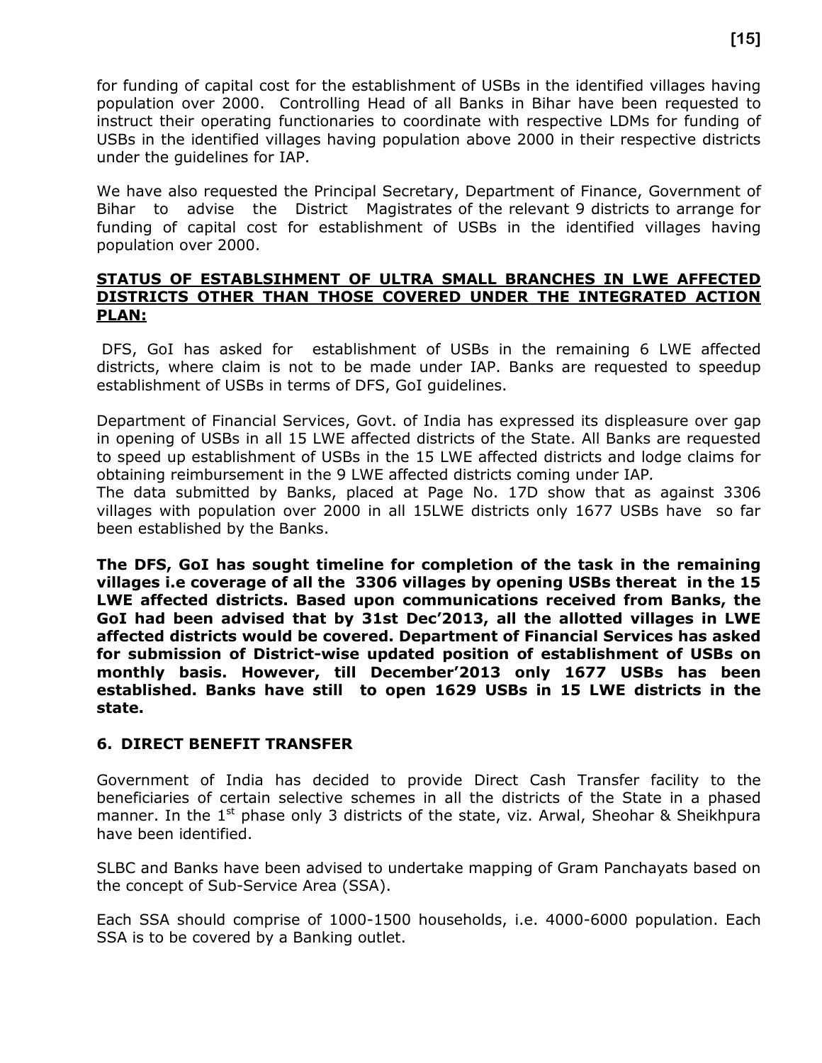for funding of capital cost for the establishment of USBs in the identified villages having population over 2000. Controlling Head of all Banks in Bihar have been requested to instruct their operating functionaries to coordinate with respective LDMs for funding of USBs in the identified villages having population above 2000 in their respective districts under the guidelines for IAP.

We have also requested the Principal Secretary, Department of Finance, Government of Bihar to advise the District Magistrates of the relevant 9 districts to arrange for funding of capital cost for establishment of USBs in the identified villages having population over 2000.

**STATUS OF ESTABLSIHMENT OF ULTRA SMALL BRANCHES IN LWE AFFECTED DISTRICTS OTHER THAN THOSE COVERED UNDER THE INTEGRATED ACTION PLAN:**

DFS, GoI has asked for establishment of USBs in the remaining 6 LWE affected districts, where claim is not to be made under IAP. Banks are requested to speedup establishment of USBs in terms of DFS, GoI guidelines.

Department of Financial Services, Govt. of India has expressed its displeasure over gap in opening of USBs in all 15 LWE affected districts of the State. All Banks are requested to speed up establishment of USBs in the 15 LWE affected districts and lodge claims for obtaining reimbursement in the 9 LWE affected districts coming under IAP.
The data submitted by Banks, placed at Page No. 17D show that as against 3306 villages with population over 2000 in all 15LWE districts only 1677 USBs have so far been established by the Banks.

**The DFS, GoI has sought timeline for completion of the task in the remaining villages i.e coverage of all the 3306 villages by opening USBs thereat in the 15 LWE affected districts. Based upon communications received from Banks, the GoI had been advised that by 31st Dec'2013, all the allotted villages in LWE affected districts would be covered. Department of Financial Services has asked for submission of District-wise updated position of establishment of USBs on monthly basis. However, till December'2013 only 1677 USBs has been established. Banks have still to open 1629 USBs in 15 LWE districts in the state.**

### 6. DIRECT BENEFIT TRANSFER

Government of India has decided to provide Direct Cash Transfer facility to the beneficiaries of certain selective schemes in all the districts of the State in a phased manner. In the 1st phase only 3 districts of the state, viz. Arwal, Sheohar & Sheikhpura have been identified.

SLBC and Banks have been advised to undertake mapping of Gram Panchayats based on the concept of Sub-Service Area (SSA).

Each SSA should comprise of 1000-1500 households, i.e. 4000-6000 population. Each SSA is to be covered by a Banking outlet.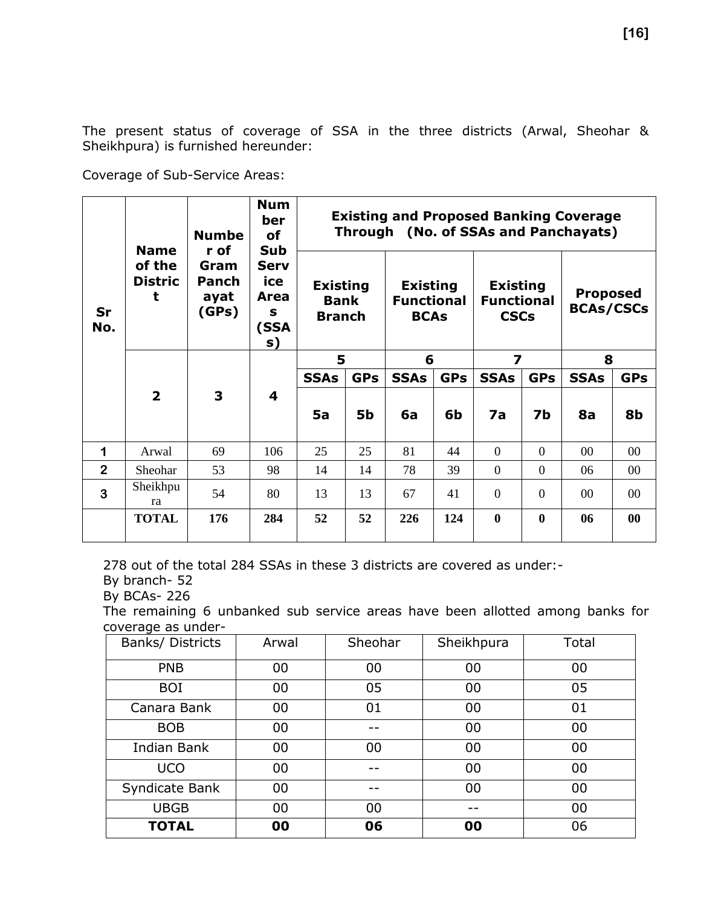The present status of coverage of SSA in the three districts (Arwal, Sheohar & Sheikhpura) is furnished hereunder:

Coverage of Sub-Service Areas:

| Sr No. | Name of the District | Number of Gram Panchayat (GPs) | Number of Sub Service Areas (SSAs) | Existing and Proposed Banking Coverage Through (No. of SSAs and Panchayats) | | | | | | | |
|---|---|---|---|---|---|---|---|---|---|---|---|
| | | | | Existing Bank Branch | | Existing Functional BCAs | | Existing Functional CSCs | | Proposed BCAs/CSCs | |
| | | | | 5 | | 6 | | 7 | | 8 | |
| | | | | SSAs | GPs | SSAs | GPs | SSAs | GPs | SSAs | GPs |
| | 2 | 3 | 4 | 5a | 5b | 6a | 6b | 7a | 7b | 8a | 8b |
| 1 | Arwal | 69 | 106 | 25 | 25 | 81 | 44 | 0 | 0 | 00 | 00 |
| 2 | Sheohar | 53 | 98 | 14 | 14 | 78 | 39 | 0 | 0 | 06 | 00 |
| 3 | Sheikhpura | 54 | 80 | 13 | 13 | 67 | 41 | 0 | 0 | 00 | 00 |
| | **TOTAL** | **176** | **284** | **52** | **52** | **226** | **124** | **0** | **0** | **06** | **00** |

278 out of the total 284 SSAs in these 3 districts are covered as under:-
By branch- 52
By BCAs- 226
The remaining 6 unbanked sub service areas have been allotted among banks for coverage as under-

| Banks/ Districts | Arwal | Sheohar | Sheikhpura | Total |
|---|---|---|---|---|
| PNB | 00 | 00 | 00 | 00 |
| BOI | 00 | 05 | 00 | 05 |
| Canara Bank | 00 | 01 | 00 | 01 |
| BOB | 00 | -- | 00 | 00 |
| Indian Bank | 00 | 00 | 00 | 00 |
| UCO | 00 | -- | 00 | 00 |
| Syndicate Bank | 00 | -- | 00 | 00 |
| UBGB | 00 | 00 | -- | 00 |
| **TOTAL** | **00** | **06** | **00** | 06 |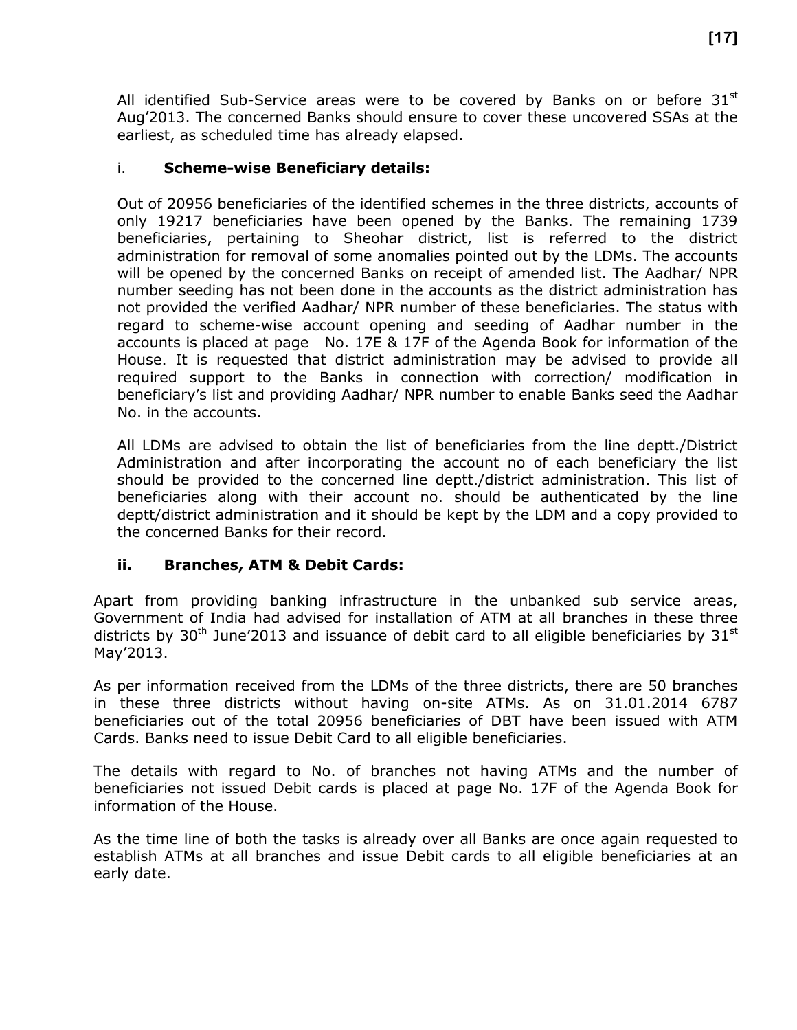All identified Sub-Service areas were to be covered by Banks on or before 31st Aug'2013. The concerned Banks should ensure to cover these uncovered SSAs at the earliest, as scheduled time has already elapsed.

### i. **Scheme-wise Beneficiary details:**

Out of 20956 beneficiaries of the identified schemes in the three districts, accounts of only 19217 beneficiaries have been opened by the Banks. The remaining 1739 beneficiaries, pertaining to Sheohar district, list is referred to the district administration for removal of some anomalies pointed out by the LDMs. The accounts will be opened by the concerned Banks on receipt of amended list. The Aadhar/ NPR number seeding has not been done in the accounts as the district administration has not provided the verified Aadhar/ NPR number of these beneficiaries. The status with regard to scheme-wise account opening and seeding of Aadhar number in the accounts is placed at page No. 17E & 17F of the Agenda Book for information of the House. It is requested that district administration may be advised to provide all required support to the Banks in connection with correction/ modification in beneficiary's list and providing Aadhar/ NPR number to enable Banks seed the Aadhar No. in the accounts.

All LDMs are advised to obtain the list of beneficiaries from the line deptt./District Administration and after incorporating the account no of each beneficiary the list should be provided to the concerned line deptt./district administration. This list of beneficiaries along with their account no. should be authenticated by the line deptt/district administration and it should be kept by the LDM and a copy provided to the concerned Banks for their record.

### ii. **Branches, ATM & Debit Cards:**

Apart from providing banking infrastructure in the unbanked sub service areas, Government of India had advised for installation of ATM at all branches in these three districts by 30th June'2013 and issuance of debit card to all eligible beneficiaries by 31st May'2013.

As per information received from the LDMs of the three districts, there are 50 branches in these three districts without having on-site ATMs. As on 31.01.2014 6787 beneficiaries out of the total 20956 beneficiaries of DBT have been issued with ATM Cards. Banks need to issue Debit Card to all eligible beneficiaries.

The details with regard to No. of branches not having ATMs and the number of beneficiaries not issued Debit cards is placed at page No. 17F of the Agenda Book for information of the House.

As the time line of both the tasks is already over all Banks are once again requested to establish ATMs at all branches and issue Debit cards to all eligible beneficiaries at an early date.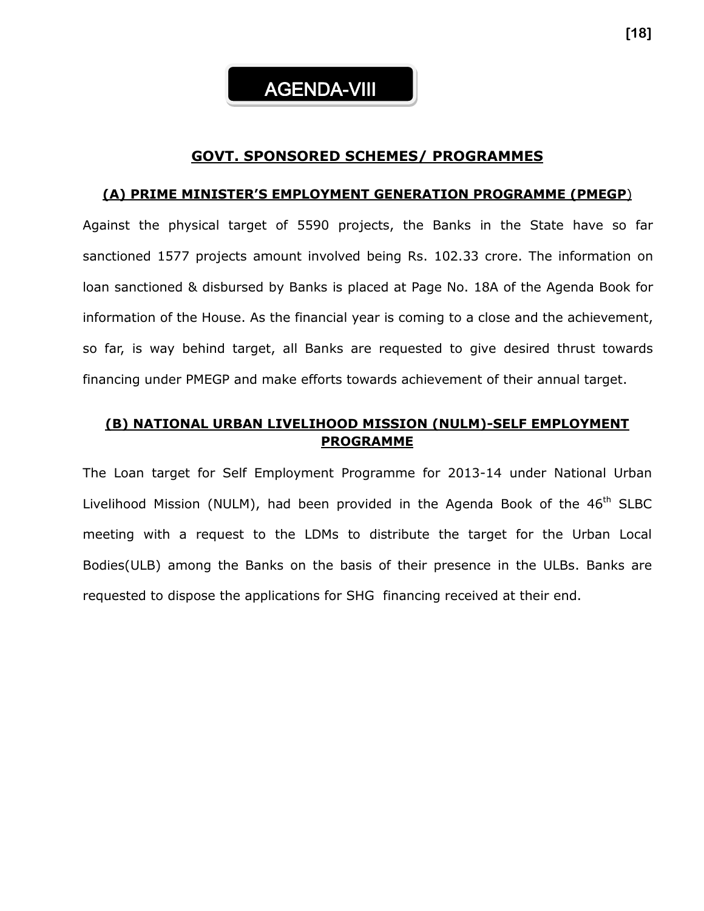# AGENDA-VIII

## GOVT. SPONSORED SCHEMES/ PROGRAMMES

### (A) PRIME MINISTER'S EMPLOYMENT GENERATION PROGRAMME (PMEGP)

Against the physical target of 5590 projects, the Banks in the State have so far sanctioned 1577 projects amount involved being Rs. 102.33 crore. The information on loan sanctioned & disbursed by Banks is placed at Page No. 18A of the Agenda Book for information of the House. As the financial year is coming to a close and the achievement, so far, is way behind target, all Banks are requested to give desired thrust towards financing under PMEGP and make efforts towards achievement of their annual target.

### (B) NATIONAL URBAN LIVELIHOOD MISSION (NULM)-SELF EMPLOYMENT PROGRAMME

The Loan target for Self Employment Programme for 2013-14 under National Urban Livelihood Mission (NULM), had been provided in the Agenda Book of the 46th SLBC meeting with a request to the LDMs to distribute the target for the Urban Local Bodies(ULB) among the Banks on the basis of their presence in the ULBs. Banks are requested to dispose the applications for SHG financing received at their end.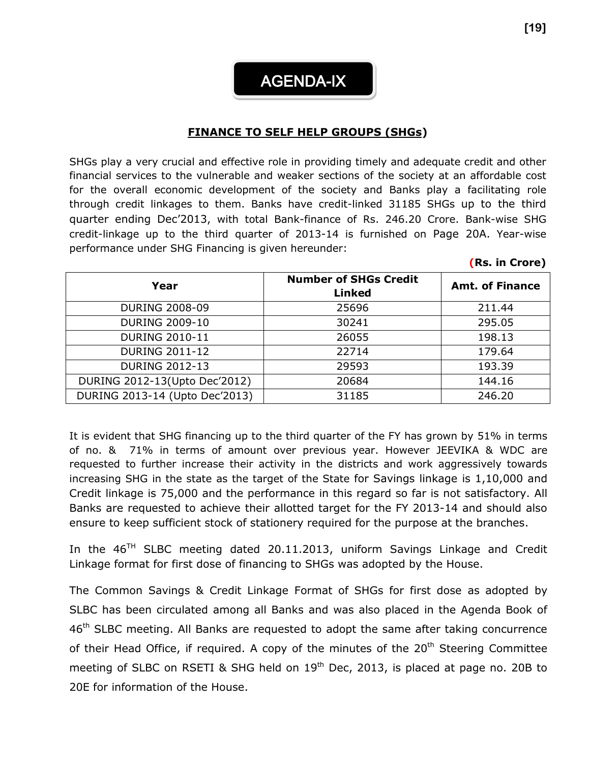# AGENDA-IX

## FINANCE TO SELF HELP GROUPS (SHGs)

SHGs play a very crucial and effective role in providing timely and adequate credit and other financial services to the vulnerable and weaker sections of the society at an affordable cost for the overall economic development of the society and Banks play a facilitating role through credit linkages to them. Banks have credit-linked 31185 SHGs up to the third quarter ending Dec'2013, with total Bank-finance of Rs. 246.20 Crore. Bank-wise SHG credit-linkage up to the third quarter of 2013-14 is furnished on Page 20A. Year-wise performance under SHG Financing is given hereunder:

**(Rs. in Crore)**

| Year | Number of SHGs Credit Linked | Amt. of Finance |
|---|---|---|
| DURING 2008-09 | 25696 | 211.44 |
| DURING 2009-10 | 30241 | 295.05 |
| DURING 2010-11 | 26055 | 198.13 |
| DURING 2011-12 | 22714 | 179.64 |
| DURING 2012-13 | 29593 | 193.39 |
| DURING 2012-13(Upto Dec'2012) | 20684 | 144.16 |
| DURING 2013-14 (Upto Dec'2013) | 31185 | 246.20 |

It is evident that SHG financing up to the third quarter of the FY has grown by 51% in terms of no. & 71% in terms of amount over previous year. However JEEVIKA & WDC are requested to further increase their activity in the districts and work aggressively towards increasing SHG in the state as the target of the State for Savings linkage is 1,10,000 and Credit linkage is 75,000 and the performance in this regard so far is not satisfactory. All Banks are requested to achieve their allotted target for the FY 2013-14 and should also ensure to keep sufficient stock of stationery required for the purpose at the branches.

In the 46TH SLBC meeting dated 20.11.2013, uniform Savings Linkage and Credit Linkage format for first dose of financing to SHGs was adopted by the House.

The Common Savings & Credit Linkage Format of SHGs for first dose as adopted by SLBC has been circulated among all Banks and was also placed in the Agenda Book of 46th SLBC meeting. All Banks are requested to adopt the same after taking concurrence of their Head Office, if required. A copy of the minutes of the 20th Steering Committee meeting of SLBC on RSETI & SHG held on 19th Dec, 2013, is placed at page no. 20B to 20E for information of the House.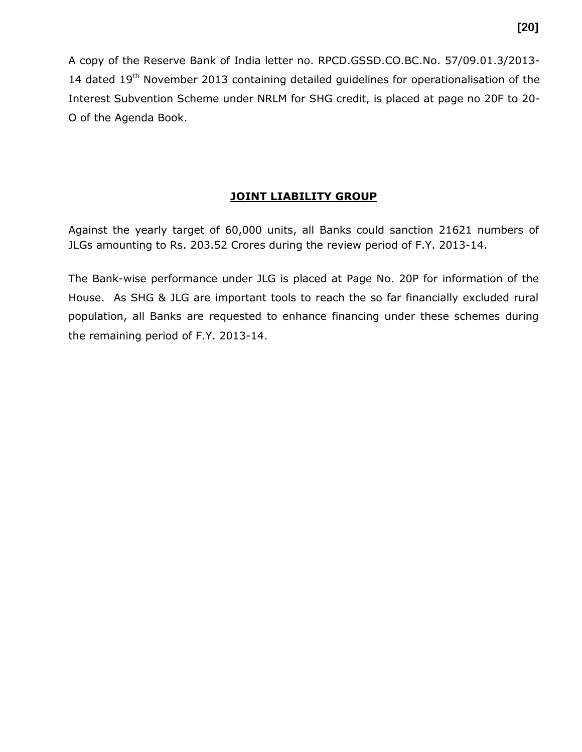A copy of the Reserve Bank of India letter no. RPCD.GSSD.CO.BC.No. 57/09.01.3/2013-14 dated 19th November 2013 containing detailed guidelines for operationalisation of the Interest Subvention Scheme under NRLM for SHG credit, is placed at page no 20F to 20-O of the Agenda Book.

## JOINT LIABILITY GROUP

Against the yearly target of 60,000 units, all Banks could sanction 21621 numbers of JLGs amounting to Rs. 203.52 Crores during the review period of F.Y. 2013-14.

The Bank-wise performance under JLG is placed at Page No. 20P for information of the House. As SHG & JLG are important tools to reach the so far financially excluded rural population, all Banks are requested to enhance financing under these schemes during the remaining period of F.Y. 2013-14.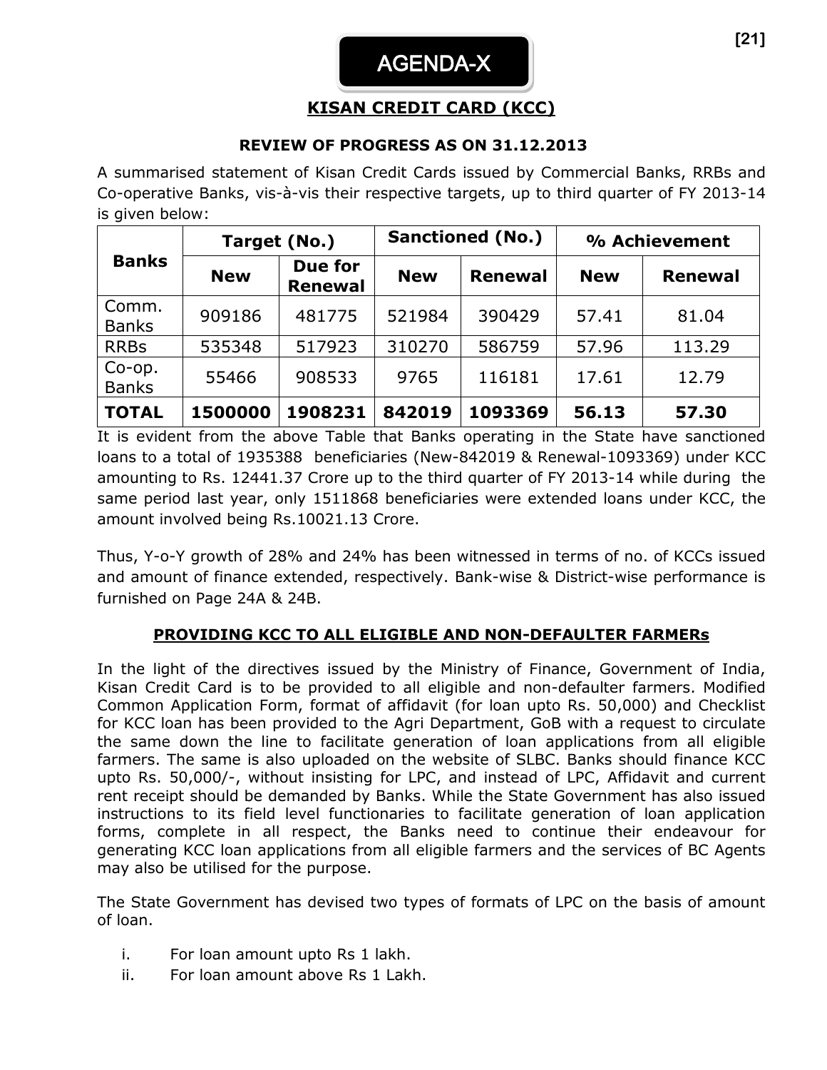# AGENDA-X

## KISAN CREDIT CARD (KCC)

### REVIEW OF PROGRESS AS ON 31.12.2013

A summarised statement of Kisan Credit Cards issued by Commercial Banks, RRBs and Co-operative Banks, vis-à-vis their respective targets, up to third quarter of FY 2013-14 is given below:

| Banks | Target (No.) | | Sanctioned (No.) | | % Achievement | |
|---|---|---|---|---|---|---|
| | New | Due for Renewal | New | Renewal | New | Renewal |
| Comm. Banks | 909186 | 481775 | 521984 | 390429 | 57.41 | 81.04 |
| RRBs | 535348 | 517923 | 310270 | 586759 | 57.96 | 113.29 |
| Co-op. Banks | 55466 | 908533 | 9765 | 116181 | 17.61 | 12.79 |
| **TOTAL** | **1500000** | **1908231** | **842019** | **1093369** | **56.13** | **57.30** |

It is evident from the above Table that Banks operating in the State have sanctioned loans to a total of 1935388 beneficiaries (New-842019 & Renewal-1093369) under KCC amounting to Rs. 12441.37 Crore up to the third quarter of FY 2013-14 while during the same period last year, only 1511868 beneficiaries were extended loans under KCC, the amount involved being Rs.10021.13 Crore.

Thus, Y-o-Y growth of 28% and 24% has been witnessed in terms of no. of KCCs issued and amount of finance extended, respectively. Bank-wise & District-wise performance is furnished on Page 24A & 24B.

### PROVIDING KCC TO ALL ELIGIBLE AND NON-DEFAULTER FARMERs

In the light of the directives issued by the Ministry of Finance, Government of India, Kisan Credit Card is to be provided to all eligible and non-defaulter farmers. Modified Common Application Form, format of affidavit (for loan upto Rs. 50,000) and Checklist for KCC loan has been provided to the Agri Department, GoB with a request to circulate the same down the line to facilitate generation of loan applications from all eligible farmers. The same is also uploaded on the website of SLBC. Banks should finance KCC upto Rs. 50,000/-, without insisting for LPC, and instead of LPC, Affidavit and current rent receipt should be demanded by Banks. While the State Government has also issued instructions to its field level functionaries to facilitate generation of loan application forms, complete in all respect, the Banks need to continue their endeavour for generating KCC loan applications from all eligible farmers and the services of BC Agents may also be utilised for the purpose.

The State Government has devised two types of formats of LPC on the basis of amount of loan.

i. For loan amount upto Rs 1 lakh.
ii. For loan amount above Rs 1 Lakh.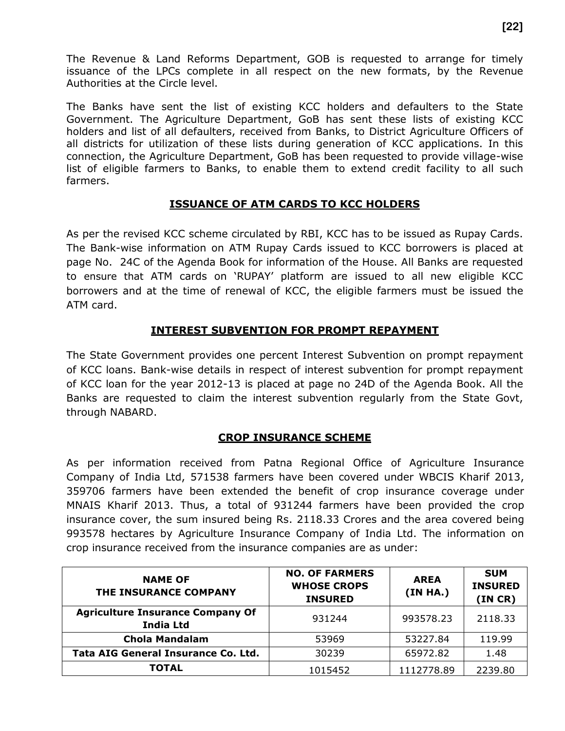The Revenue & Land Reforms Department, GOB is requested to arrange for timely issuance of the LPCs complete in all respect on the new formats, by the Revenue Authorities at the Circle level.

The Banks have sent the list of existing KCC holders and defaulters to the State Government. The Agriculture Department, GoB has sent these lists of existing KCC holders and list of all defaulters, received from Banks, to District Agriculture Officers of all districts for utilization of these lists during generation of KCC applications. In this connection, the Agriculture Department, GoB has been requested to provide village-wise list of eligible farmers to Banks, to enable them to extend credit facility to all such farmers.

## ISSUANCE OF ATM CARDS TO KCC HOLDERS

As per the revised KCC scheme circulated by RBI, KCC has to be issued as Rupay Cards. The Bank-wise information on ATM Rupay Cards issued to KCC borrowers is placed at page No. 24C of the Agenda Book for information of the House. All Banks are requested to ensure that ATM cards on 'RUPAY' platform are issued to all new eligible KCC borrowers and at the time of renewal of KCC, the eligible farmers must be issued the ATM card.

## INTEREST SUBVENTION FOR PROMPT REPAYMENT

The State Government provides one percent Interest Subvention on prompt repayment of KCC loans. Bank-wise details in respect of interest subvention for prompt repayment of KCC loan for the year 2012-13 is placed at page no 24D of the Agenda Book. All the Banks are requested to claim the interest subvention regularly from the State Govt, through NABARD.

## CROP INSURANCE SCHEME

As per information received from Patna Regional Office of Agriculture Insurance Company of India Ltd, 571538 farmers have been covered under WBCIS Kharif 2013, 359706 farmers have been extended the benefit of crop insurance coverage under MNAIS Kharif 2013. Thus, a total of 931244 farmers have been provided the crop insurance cover, the sum insured being Rs. 2118.33 Crores and the area covered being 993578 hectares by Agriculture Insurance Company of India Ltd. The information on crop insurance received from the insurance companies are as under:

| NAME OF THE INSURANCE COMPANY | NO. OF FARMERS WHOSE CROPS INSURED | AREA (IN HA.) | SUM INSURED (IN CR) |
|---|---|---|---|
| **Agriculture Insurance Company Of India Ltd** | 931244 | 993578.23 | 2118.33 |
| **Chola Mandalam** | 53969 | 53227.84 | 119.99 |
| **Tata AIG General Insurance Co. Ltd.** | 30239 | 65972.82 | 1.48 |
| **TOTAL** | 1015452 | 1112778.89 | 2239.80 |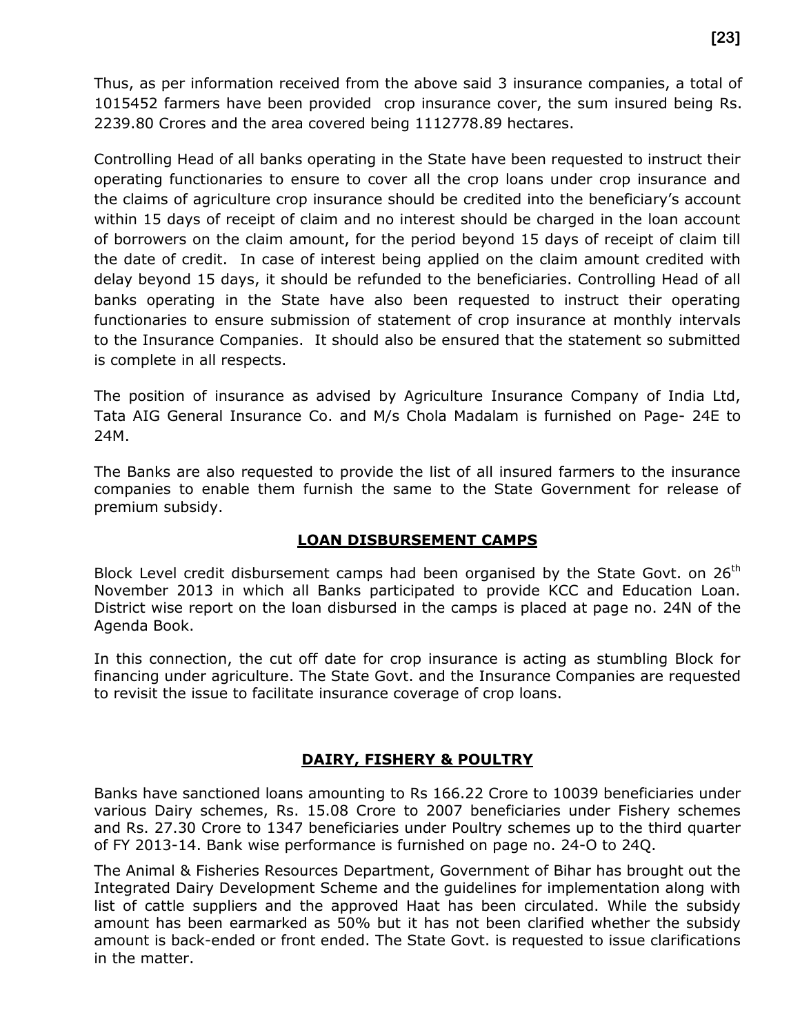Thus, as per information received from the above said 3 insurance companies, a total of 1015452 farmers have been provided crop insurance cover, the sum insured being Rs. 2239.80 Crores and the area covered being 1112778.89 hectares.

Controlling Head of all banks operating in the State have been requested to instruct their operating functionaries to ensure to cover all the crop loans under crop insurance and the claims of agriculture crop insurance should be credited into the beneficiary's account within 15 days of receipt of claim and no interest should be charged in the loan account of borrowers on the claim amount, for the period beyond 15 days of receipt of claim till the date of credit. In case of interest being applied on the claim amount credited with delay beyond 15 days, it should be refunded to the beneficiaries. Controlling Head of all banks operating in the State have also been requested to instruct their operating functionaries to ensure submission of statement of crop insurance at monthly intervals to the Insurance Companies. It should also be ensured that the statement so submitted is complete in all respects.

The position of insurance as advised by Agriculture Insurance Company of India Ltd, Tata AIG General Insurance Co. and M/s Chola Madalam is furnished on Page- 24E to 24M.

The Banks are also requested to provide the list of all insured farmers to the insurance companies to enable them furnish the same to the State Government for release of premium subsidy.

## LOAN DISBURSEMENT CAMPS

Block Level credit disbursement camps had been organised by the State Govt. on 26th November 2013 in which all Banks participated to provide KCC and Education Loan. District wise report on the loan disbursed in the camps is placed at page no. 24N of the Agenda Book.

In this connection, the cut off date for crop insurance is acting as stumbling Block for financing under agriculture. The State Govt. and the Insurance Companies are requested to revisit the issue to facilitate insurance coverage of crop loans.

## DAIRY, FISHERY & POULTRY

Banks have sanctioned loans amounting to Rs 166.22 Crore to 10039 beneficiaries under various Dairy schemes, Rs. 15.08 Crore to 2007 beneficiaries under Fishery schemes and Rs. 27.30 Crore to 1347 beneficiaries under Poultry schemes up to the third quarter of FY 2013-14. Bank wise performance is furnished on page no. 24-O to 24Q.

The Animal & Fisheries Resources Department, Government of Bihar has brought out the Integrated Dairy Development Scheme and the guidelines for implementation along with list of cattle suppliers and the approved Haat has been circulated. While the subsidy amount has been earmarked as 50% but it has not been clarified whether the subsidy amount is back-ended or front ended. The State Govt. is requested to issue clarifications in the matter.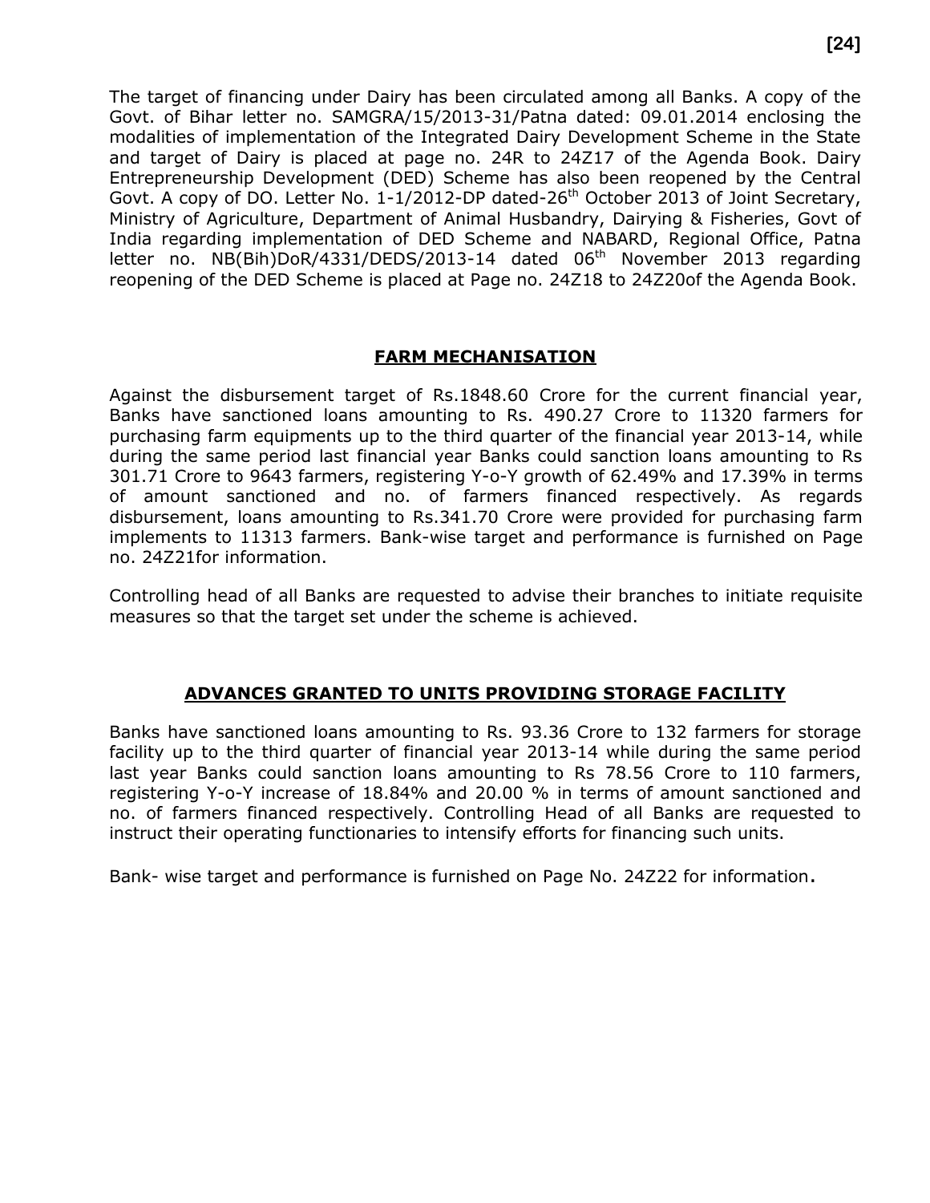The target of financing under Dairy has been circulated among all Banks. A copy of the Govt. of Bihar letter no. SAMGRA/15/2013-31/Patna dated: 09.01.2014 enclosing the modalities of implementation of the Integrated Dairy Development Scheme in the State and target of Dairy is placed at page no. 24R to 24Z17 of the Agenda Book. Dairy Entrepreneurship Development (DED) Scheme has also been reopened by the Central Govt. A copy of DO. Letter No. 1-1/2012-DP dated-26th October 2013 of Joint Secretary, Ministry of Agriculture, Department of Animal Husbandry, Dairying & Fisheries, Govt of India regarding implementation of DED Scheme and NABARD, Regional Office, Patna letter no. NB(Bih)DoR/4331/DEDS/2013-14 dated 06th November 2013 regarding reopening of the DED Scheme is placed at Page no. 24Z18 to 24Z20of the Agenda Book.

## FARM MECHANISATION

Against the disbursement target of Rs.1848.60 Crore for the current financial year, Banks have sanctioned loans amounting to Rs. 490.27 Crore to 11320 farmers for purchasing farm equipments up to the third quarter of the financial year 2013-14, while during the same period last financial year Banks could sanction loans amounting to Rs 301.71 Crore to 9643 farmers, registering Y-o-Y growth of 62.49% and 17.39% in terms of amount sanctioned and no. of farmers financed respectively. As regards disbursement, loans amounting to Rs.341.70 Crore were provided for purchasing farm implements to 11313 farmers. Bank-wise target and performance is furnished on Page no. 24Z21for information.

Controlling head of all Banks are requested to advise their branches to initiate requisite measures so that the target set under the scheme is achieved.

## ADVANCES GRANTED TO UNITS PROVIDING STORAGE FACILITY

Banks have sanctioned loans amounting to Rs. 93.36 Crore to 132 farmers for storage facility up to the third quarter of financial year 2013-14 while during the same period last year Banks could sanction loans amounting to Rs 78.56 Crore to 110 farmers, registering Y-o-Y increase of 18.84% and 20.00 % in terms of amount sanctioned and no. of farmers financed respectively. Controlling Head of all Banks are requested to instruct their operating functionaries to intensify efforts for financing such units.

Bank- wise target and performance is furnished on Page No. 24Z22 for information.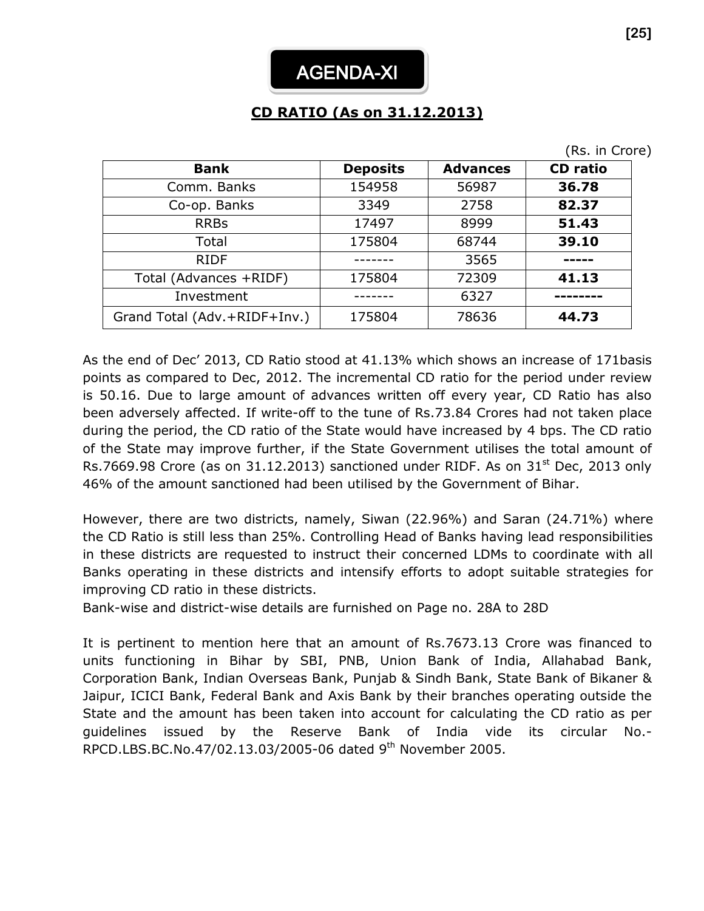# AGENDA-XI

## CD RATIO (As on 31.12.2013)

(Rs. in Crore)

| Bank | Deposits | Advances | CD ratio |
|---|---|---|---|
| Comm. Banks | 154958 | 56987 | **36.78** |
| Co-op. Banks | 3349 | 2758 | **82.37** |
| RRBs | 17497 | 8999 | **51.43** |
| Total | 175804 | 68744 | **39.10** |
| RIDF | ------- | 3565 | ----- |
| Total (Advances +RIDF) | 175804 | 72309 | **41.13** |
| Investment | ------- | 6327 | -------- |
| Grand Total (Adv.+RIDF+Inv.) | 175804 | 78636 | **44.73** |

As the end of Dec' 2013, CD Ratio stood at 41.13% which shows an increase of 171basis points as compared to Dec, 2012. The incremental CD ratio for the period under review is 50.16. Due to large amount of advances written off every year, CD Ratio has also been adversely affected. If write-off to the tune of Rs.73.84 Crores had not taken place during the period, the CD ratio of the State would have increased by 4 bps. The CD ratio of the State may improve further, if the State Government utilises the total amount of Rs.7669.98 Crore (as on 31.12.2013) sanctioned under RIDF. As on 31st Dec, 2013 only 46% of the amount sanctioned had been utilised by the Government of Bihar.

However, there are two districts, namely, Siwan (22.96%) and Saran (24.71%) where the CD Ratio is still less than 25%. Controlling Head of Banks having lead responsibilities in these districts are requested to instruct their concerned LDMs to coordinate with all Banks operating in these districts and intensify efforts to adopt suitable strategies for improving CD ratio in these districts.
Bank-wise and district-wise details are furnished on Page no. 28A to 28D

It is pertinent to mention here that an amount of Rs.7673.13 Crore was financed to units functioning in Bihar by SBI, PNB, Union Bank of India, Allahabad Bank, Corporation Bank, Indian Overseas Bank, Punjab & Sindh Bank, State Bank of Bikaner & Jaipur, ICICI Bank, Federal Bank and Axis Bank by their branches operating outside the State and the amount has been taken into account for calculating the CD ratio as per guidelines issued by the Reserve Bank of India vide its circular No.-RPCD.LBS.BC.No.47/02.13.03/2005-06 dated 9th November 2005.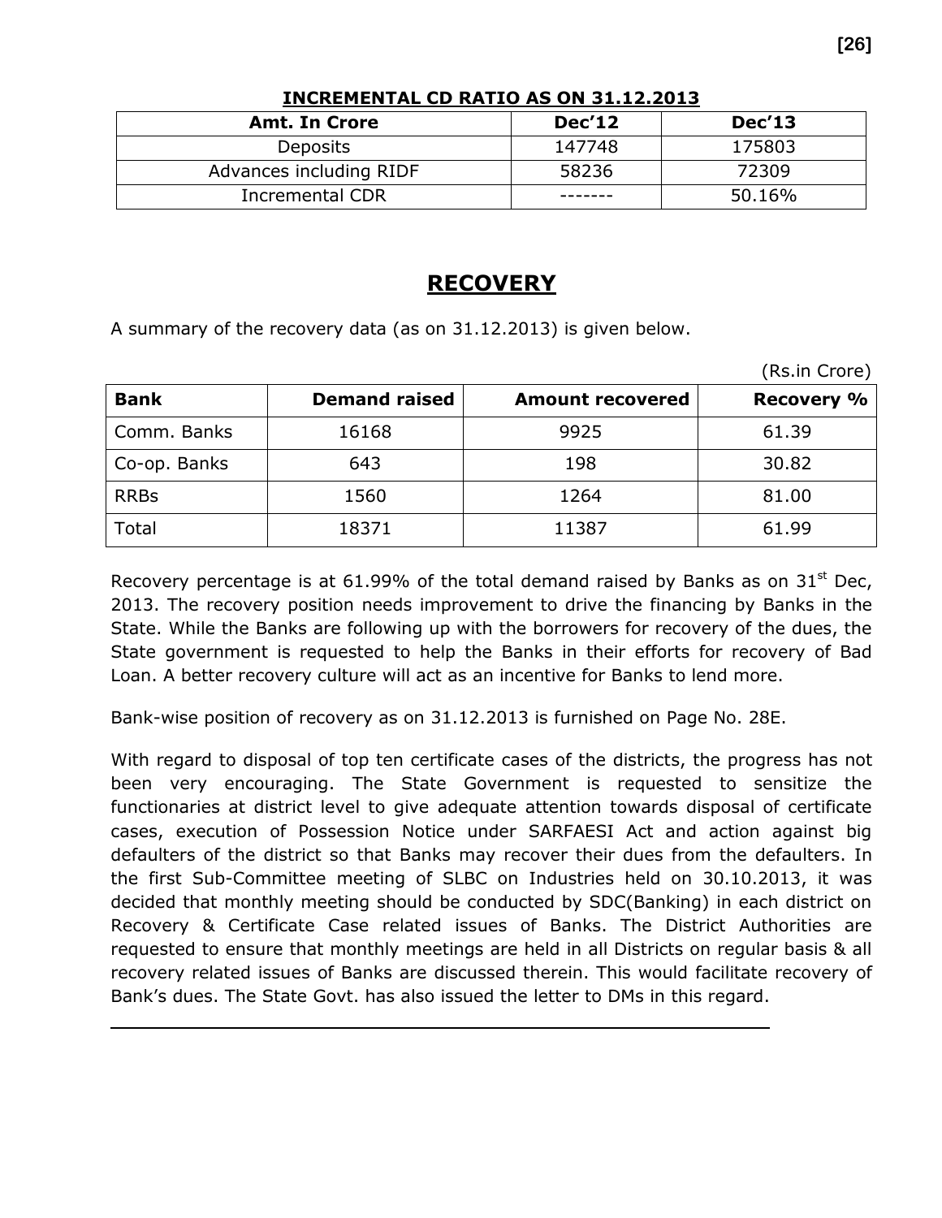**INCREMENTAL CD RATIO AS ON 31.12.2013**

| Amt. In Crore | Dec'12 | Dec'13 |
|---|---|---|
| Deposits | 147748 | 175803 |
| Advances including RIDF | 58236 | 72309 |
| Incremental CDR | ------- | 50.16% |

# RECOVERY

A summary of the recovery data (as on 31.12.2013) is given below.

(Rs.in Crore)

| Bank | Demand raised | Amount recovered | Recovery % |
|---|---|---|---|
| Comm. Banks | 16168 | 9925 | 61.39 |
| Co-op. Banks | 643 | 198 | 30.82 |
| RRBs | 1560 | 1264 | 81.00 |
| Total | 18371 | 11387 | 61.99 |

Recovery percentage is at 61.99% of the total demand raised by Banks as on 31st Dec, 2013. The recovery position needs improvement to drive the financing by Banks in the State. While the Banks are following up with the borrowers for recovery of the dues, the State government is requested to help the Banks in their efforts for recovery of Bad Loan. A better recovery culture will act as an incentive for Banks to lend more.

Bank-wise position of recovery as on 31.12.2013 is furnished on Page No. 28E.

With regard to disposal of top ten certificate cases of the districts, the progress has not been very encouraging. The State Government is requested to sensitize the functionaries at district level to give adequate attention towards disposal of certificate cases, execution of Possession Notice under SARFAESI Act and action against big defaulters of the district so that Banks may recover their dues from the defaulters. In the first Sub-Committee meeting of SLBC on Industries held on 30.10.2013, it was decided that monthly meeting should be conducted by SDC(Banking) in each district on Recovery & Certificate Case related issues of Banks. The District Authorities are requested to ensure that monthly meetings are held in all Districts on regular basis & all recovery related issues of Banks are discussed therein. This would facilitate recovery of Bank's dues. The State Govt. has also issued the letter to DMs in this regard.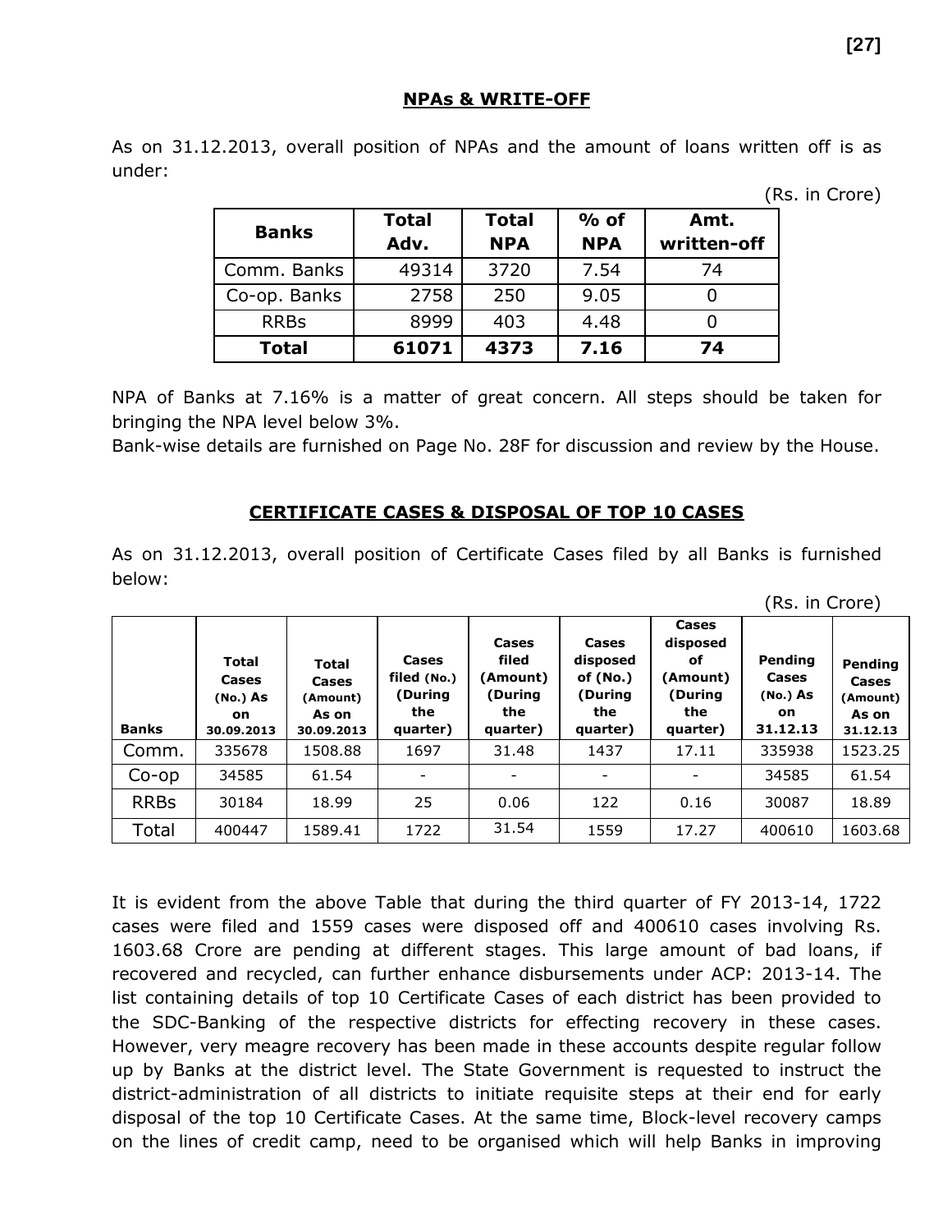## NPAs & WRITE-OFF

As on 31.12.2013, overall position of NPAs and the amount of loans written off is as under:

(Rs. in Crore)

| Banks | Total Adv. | Total NPA | % of NPA | Amt. written-off |
|---|---|---|---|---|
| Comm. Banks | 49314 | 3720 | 7.54 | 74 |
| Co-op. Banks | 2758 | 250 | 9.05 | 0 |
| RRBs | 8999 | 403 | 4.48 | 0 |
| **Total** | **61071** | **4373** | **7.16** | **74** |

NPA of Banks at 7.16% is a matter of great concern. All steps should be taken for bringing the NPA level below 3%.

Bank-wise details are furnished on Page No. 28F for discussion and review by the House.

## CERTIFICATE CASES & DISPOSAL OF TOP 10 CASES

As on 31.12.2013, overall position of Certificate Cases filed by all Banks is furnished below:

(Rs. in Crore)

| Banks | Total Cases (No.) As on 30.09.2013 | Total Cases (Amount) As on 30.09.2013 | Cases filed (No.) (During the quarter) | Cases filed (Amount) (During the quarter) | Cases disposed of (No.) (During the quarter) | Cases disposed of (Amount) (During the quarter) | Pending Cases (No.) As on 31.12.13 | Pending Cases (Amount) As on 31.12.13 |
|---|---|---|---|---|---|---|---|---|
| Comm. | 335678 | 1508.88 | 1697 | 31.48 | 1437 | 17.11 | 335938 | 1523.25 |
| Co-op | 34585 | 61.54 | - | - | - | - | 34585 | 61.54 |
| RRBs | 30184 | 18.99 | 25 | 0.06 | 122 | 0.16 | 30087 | 18.89 |
| Total | 400447 | 1589.41 | 1722 | 31.54 | 1559 | 17.27 | 400610 | 1603.68 |

It is evident from the above Table that during the third quarter of FY 2013-14, 1722 cases were filed and 1559 cases were disposed off and 400610 cases involving Rs. 1603.68 Crore are pending at different stages. This large amount of bad loans, if recovered and recycled, can further enhance disbursements under ACP: 2013-14. The list containing details of top 10 Certificate Cases of each district has been provided to the SDC-Banking of the respective districts for effecting recovery in these cases. However, very meagre recovery has been made in these accounts despite regular follow up by Banks at the district level. The State Government is requested to instruct the district-administration of all districts to initiate requisite steps at their end for early disposal of the top 10 Certificate Cases. At the same time, Block-level recovery camps on the lines of credit camp, need to be organised which will help Banks in improving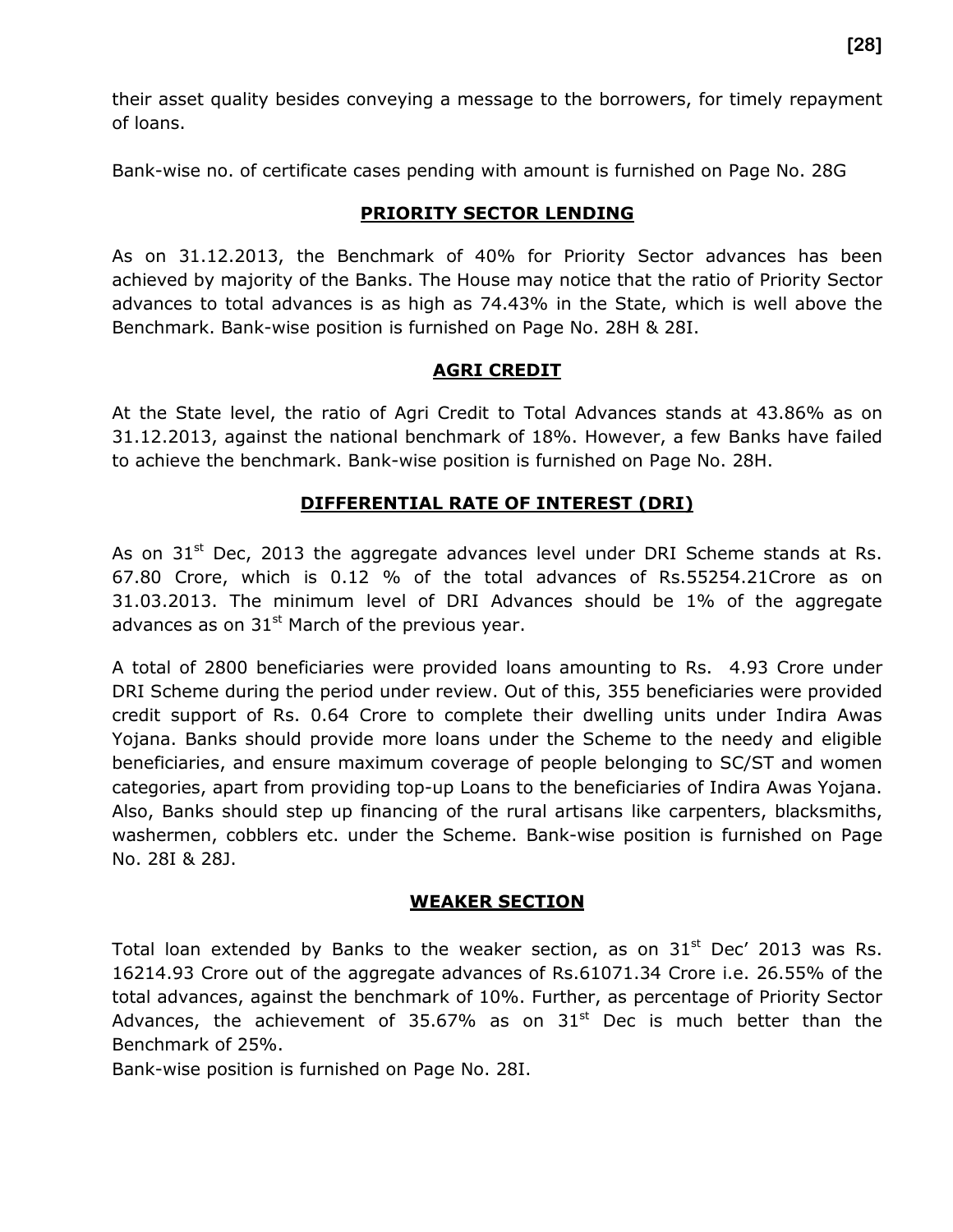their asset quality besides conveying a message to the borrowers, for timely repayment of loans.

Bank-wise no. of certificate cases pending with amount is furnished on Page No. 28G

## PRIORITY SECTOR LENDING

As on 31.12.2013, the Benchmark of 40% for Priority Sector advances has been achieved by majority of the Banks. The House may notice that the ratio of Priority Sector advances to total advances is as high as 74.43% in the State, which is well above the Benchmark. Bank-wise position is furnished on Page No. 28H & 28I.

## AGRI CREDIT

At the State level, the ratio of Agri Credit to Total Advances stands at 43.86% as on 31.12.2013, against the national benchmark of 18%. However, a few Banks have failed to achieve the benchmark. Bank-wise position is furnished on Page No. 28H.

## DIFFERENTIAL RATE OF INTEREST (DRI)

As on 31st Dec, 2013 the aggregate advances level under DRI Scheme stands at Rs. 67.80 Crore, which is 0.12 % of the total advances of Rs.55254.21Crore as on 31.03.2013. The minimum level of DRI Advances should be 1% of the aggregate advances as on 31st March of the previous year.

A total of 2800 beneficiaries were provided loans amounting to Rs. 4.93 Crore under DRI Scheme during the period under review. Out of this, 355 beneficiaries were provided credit support of Rs. 0.64 Crore to complete their dwelling units under Indira Awas Yojana. Banks should provide more loans under the Scheme to the needy and eligible beneficiaries, and ensure maximum coverage of people belonging to SC/ST and women categories, apart from providing top-up Loans to the beneficiaries of Indira Awas Yojana. Also, Banks should step up financing of the rural artisans like carpenters, blacksmiths, washermen, cobblers etc. under the Scheme. Bank-wise position is furnished on Page No. 28I & 28J.

## WEAKER SECTION

Total loan extended by Banks to the weaker section, as on 31st Dec' 2013 was Rs. 16214.93 Crore out of the aggregate advances of Rs.61071.34 Crore i.e. 26.55% of the total advances, against the benchmark of 10%. Further, as percentage of Priority Sector Advances, the achievement of 35.67% as on 31st Dec is much better than the Benchmark of 25%.

Bank-wise position is furnished on Page No. 28I.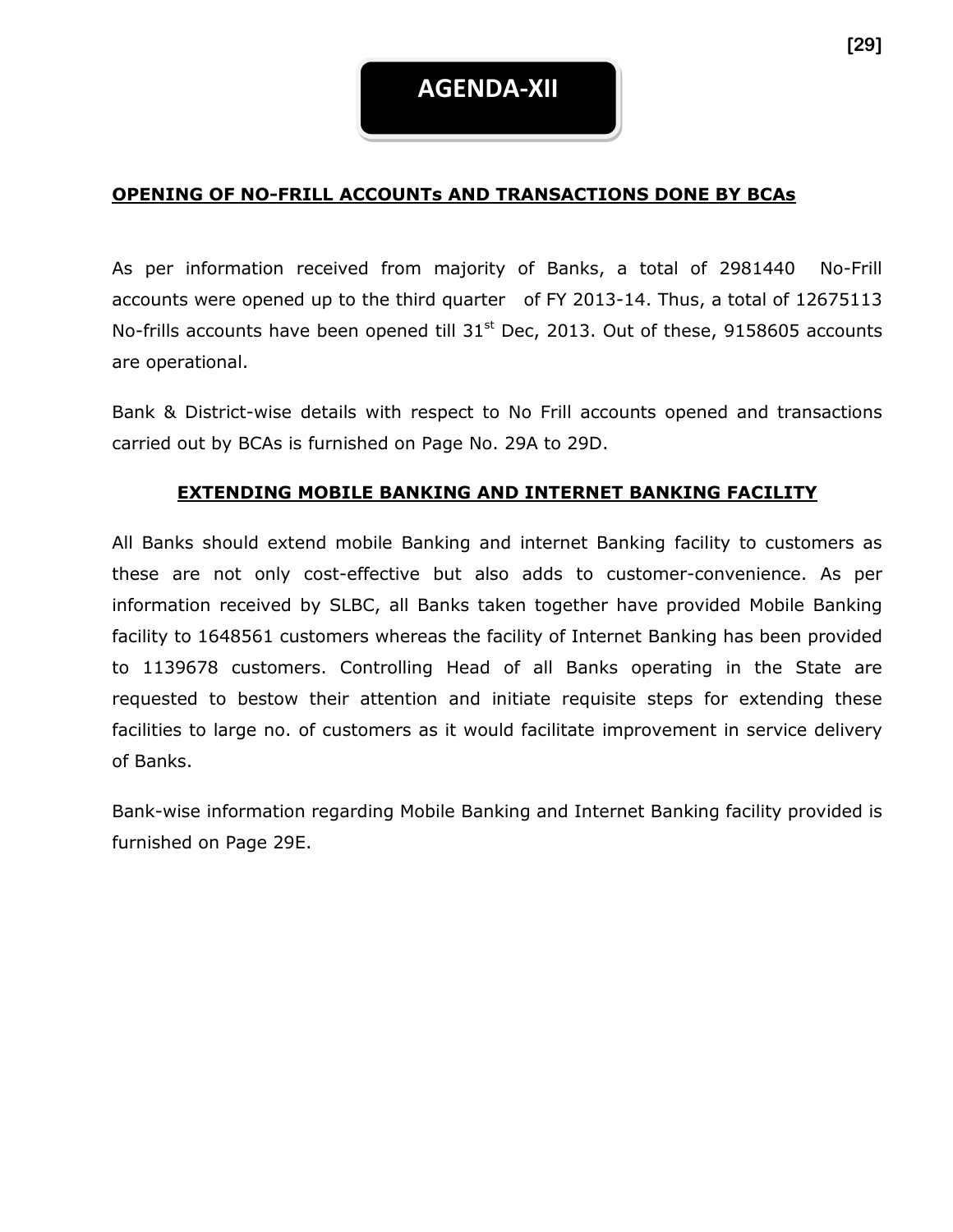# AGENDA-XII

## OPENING OF NO-FRILL ACCOUNTs AND TRANSACTIONS DONE BY BCAs

As per information received from majority of Banks, a total of 2981440 No-Frill accounts were opened up to the third quarter of FY 2013-14. Thus, a total of 12675113 No-frills accounts have been opened till 31st Dec, 2013. Out of these, 9158605 accounts are operational.

Bank & District-wise details with respect to No Frill accounts opened and transactions carried out by BCAs is furnished on Page No. 29A to 29D.

## EXTENDING MOBILE BANKING AND INTERNET BANKING FACILITY

All Banks should extend mobile Banking and internet Banking facility to customers as these are not only cost-effective but also adds to customer-convenience. As per information received by SLBC, all Banks taken together have provided Mobile Banking facility to 1648561 customers whereas the facility of Internet Banking has been provided to 1139678 customers. Controlling Head of all Banks operating in the State are requested to bestow their attention and initiate requisite steps for extending these facilities to large no. of customers as it would facilitate improvement in service delivery of Banks.

Bank-wise information regarding Mobile Banking and Internet Banking facility provided is furnished on Page 29E.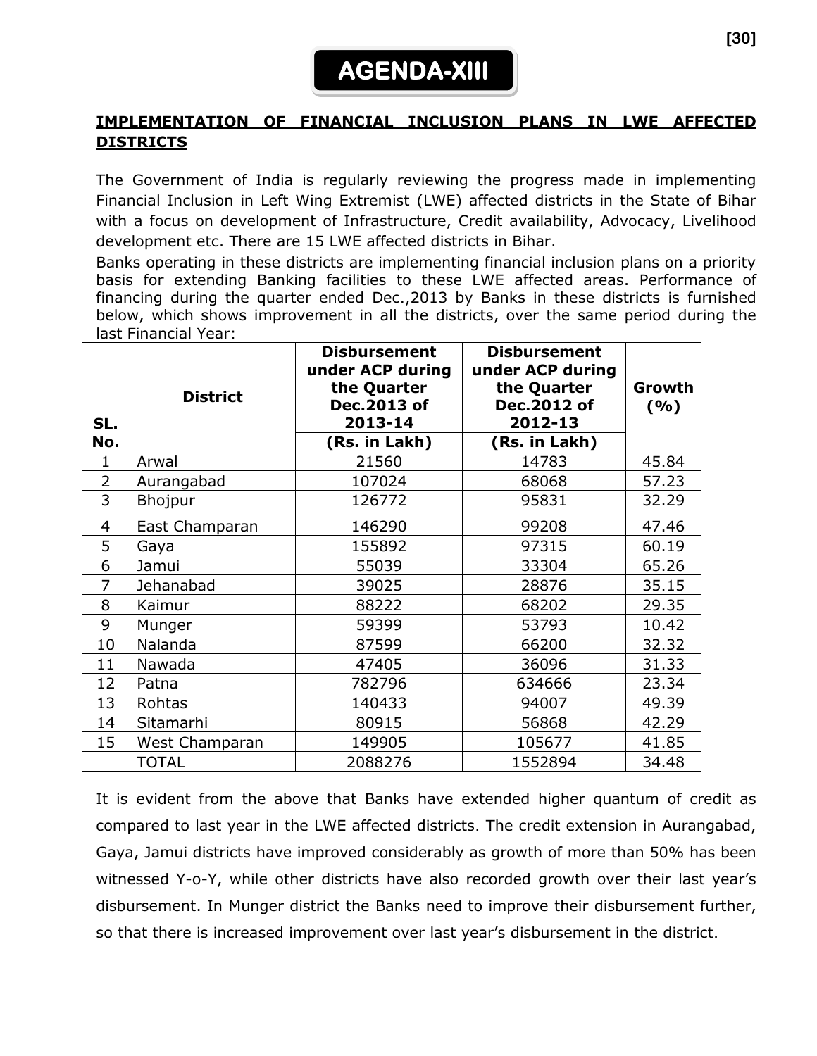# AGENDA-XIII

## IMPLEMENTATION OF FINANCIAL INCLUSION PLANS IN LWE AFFECTED DISTRICTS

The Government of India is regularly reviewing the progress made in implementing Financial Inclusion in Left Wing Extremist (LWE) affected districts in the State of Bihar with a focus on development of Infrastructure, Credit availability, Advocacy, Livelihood development etc. There are 15 LWE affected districts in Bihar.

Banks operating in these districts are implementing financial inclusion plans on a priority basis for extending Banking facilities to these LWE affected areas. Performance of financing during the quarter ended Dec.,2013 by Banks in these districts is furnished below, which shows improvement in all the districts, over the same period during the last Financial Year:

| SL. No. | District | Disbursement under ACP during the Quarter Dec.2013 of 2013-14 (Rs. in Lakh) | Disbursement under ACP during the Quarter Dec.2012 of 2012-13 (Rs. in Lakh) | Growth (%) |
|---|---|---|---|---|
| 1 | Arwal | 21560 | 14783 | 45.84 |
| 2 | Aurangabad | 107024 | 68068 | 57.23 |
| 3 | Bhojpur | 126772 | 95831 | 32.29 |
| 4 | East Champaran | 146290 | 99208 | 47.46 |
| 5 | Gaya | 155892 | 97315 | 60.19 |
| 6 | Jamui | 55039 | 33304 | 65.26 |
| 7 | Jehanabad | 39025 | 28876 | 35.15 |
| 8 | Kaimur | 88222 | 68202 | 29.35 |
| 9 | Munger | 59399 | 53793 | 10.42 |
| 10 | Nalanda | 87599 | 66200 | 32.32 |
| 11 | Nawada | 47405 | 36096 | 31.33 |
| 12 | Patna | 782796 | 634666 | 23.34 |
| 13 | Rohtas | 140433 | 94007 | 49.39 |
| 14 | Sitamarhi | 80915 | 56868 | 42.29 |
| 15 | West Champaran | 149905 | 105677 | 41.85 |
| | TOTAL | 2088276 | 1552894 | 34.48 |

It is evident from the above that Banks have extended higher quantum of credit as compared to last year in the LWE affected districts. The credit extension in Aurangabad, Gaya, Jamui districts have improved considerably as growth of more than 50% has been witnessed Y-o-Y, while other districts have also recorded growth over their last year's disbursement. In Munger district the Banks need to improve their disbursement further, so that there is increased improvement over last year's disbursement in the district.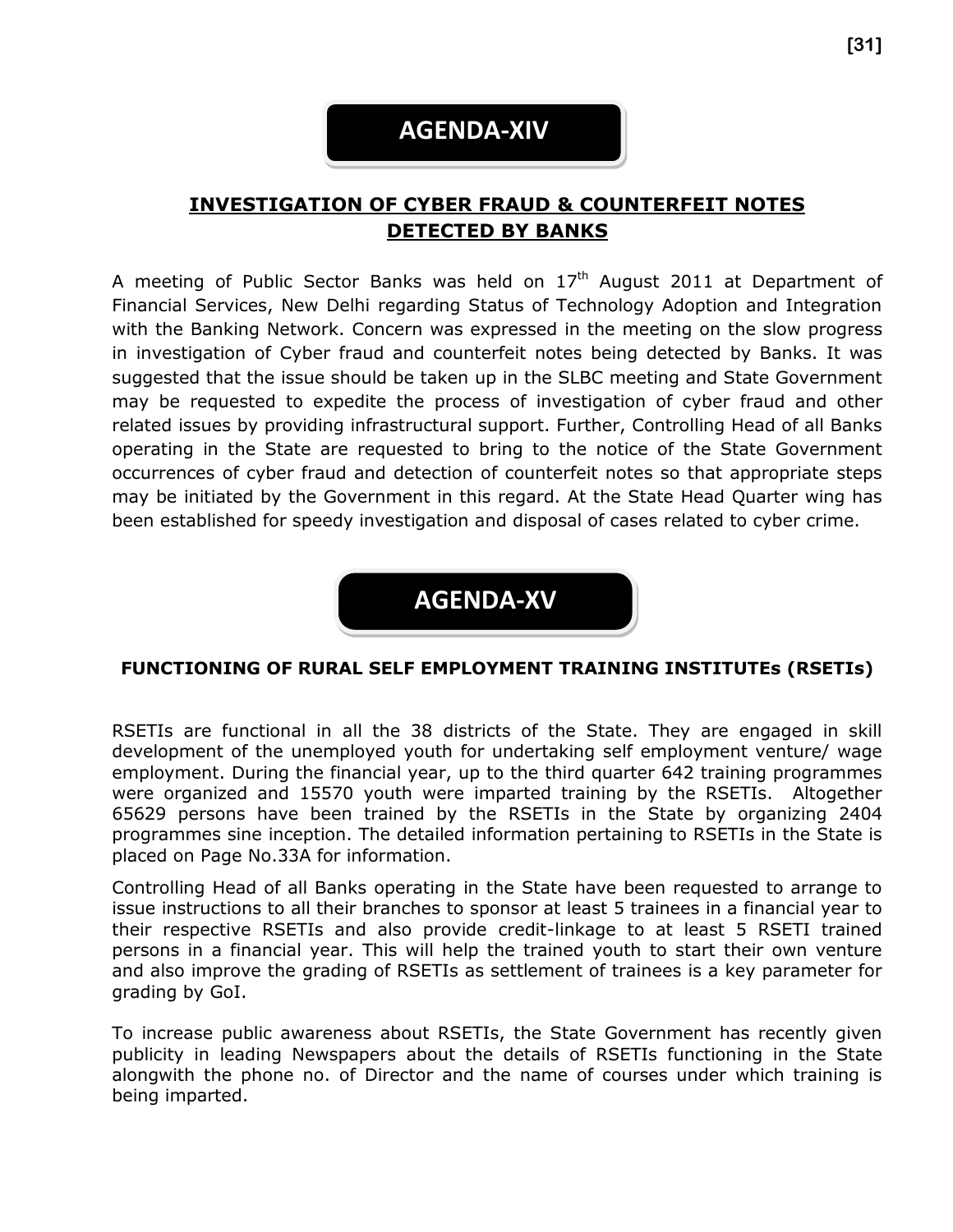# AGENDA-XIV

## INVESTIGATION OF CYBER FRAUD & COUNTERFEIT NOTES DETECTED BY BANKS

A meeting of Public Sector Banks was held on 17th August 2011 at Department of Financial Services, New Delhi regarding Status of Technology Adoption and Integration with the Banking Network. Concern was expressed in the meeting on the slow progress in investigation of Cyber fraud and counterfeit notes being detected by Banks. It was suggested that the issue should be taken up in the SLBC meeting and State Government may be requested to expedite the process of investigation of cyber fraud and other related issues by providing infrastructural support. Further, Controlling Head of all Banks operating in the State are requested to bring to the notice of the State Government occurrences of cyber fraud and detection of counterfeit notes so that appropriate steps may be initiated by the Government in this regard. At the State Head Quarter wing has been established for speedy investigation and disposal of cases related to cyber crime.

# AGENDA-XV

## FUNCTIONING OF RURAL SELF EMPLOYMENT TRAINING INSTITUTEs (RSETIs)

RSETIs are functional in all the 38 districts of the State. They are engaged in skill development of the unemployed youth for undertaking self employment venture/ wage employment. During the financial year, up to the third quarter 642 training programmes were organized and 15570 youth were imparted training by the RSETIs. Altogether 65629 persons have been trained by the RSETIs in the State by organizing 2404 programmes sine inception. The detailed information pertaining to RSETIs in the State is placed on Page No.33A for information.

Controlling Head of all Banks operating in the State have been requested to arrange to issue instructions to all their branches to sponsor at least 5 trainees in a financial year to their respective RSETIs and also provide credit-linkage to at least 5 RSETI trained persons in a financial year. This will help the trained youth to start their own venture and also improve the grading of RSETIs as settlement of trainees is a key parameter for grading by GoI.

To increase public awareness about RSETIs, the State Government has recently given publicity in leading Newspapers about the details of RSETIs functioning in the State alongwith the phone no. of Director and the name of courses under which training is being imparted.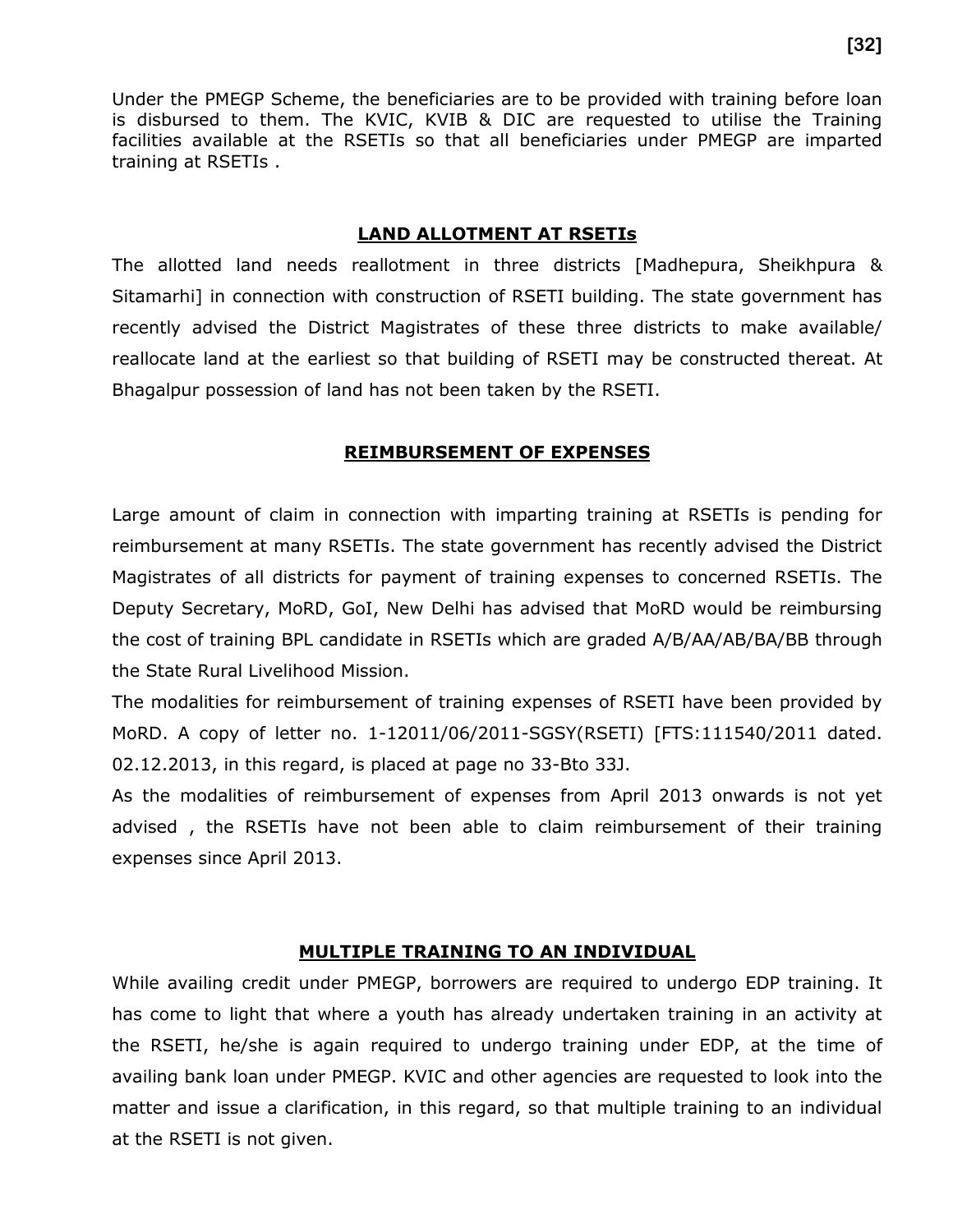Under the PMEGP Scheme, the beneficiaries are to be provided with training before loan is disbursed to them. The KVIC, KVIB & DIC are requested to utilise the Training facilities available at the RSETIs so that all beneficiaries under PMEGP are imparted training at RSETIs .

## LAND ALLOTMENT AT RSETIs

The allotted land needs reallotment in three districts [Madhepura, Sheikhpura & Sitamarhi] in connection with construction of RSETI building. The state government has recently advised the District Magistrates of these three districts to make available/ reallocate land at the earliest so that building of RSETI may be constructed thereat. At Bhagalpur possession of land has not been taken by the RSETI.

## REIMBURSEMENT OF EXPENSES

Large amount of claim in connection with imparting training at RSETIs is pending for reimbursement at many RSETIs. The state government has recently advised the District Magistrates of all districts for payment of training expenses to concerned RSETIs. The Deputy Secretary, MoRD, GoI, New Delhi has advised that MoRD would be reimbursing the cost of training BPL candidate in RSETIs which are graded A/B/AA/AB/BA/BB through the State Rural Livelihood Mission.

The modalities for reimbursement of training expenses of RSETI have been provided by MoRD. A copy of letter no. 1-12011/06/2011-SGSY(RSETI) [FTS:111540/2011 dated. 02.12.2013, in this regard, is placed at page no 33-Bto 33J.

As the modalities of reimbursement of expenses from April 2013 onwards is not yet advised , the RSETIs have not been able to claim reimbursement of their training expenses since April 2013.

## MULTIPLE TRAINING TO AN INDIVIDUAL

While availing credit under PMEGP, borrowers are required to undergo EDP training. It has come to light that where a youth has already undertaken training in an activity at the RSETI, he/she is again required to undergo training under EDP, at the time of availing bank loan under PMEGP. KVIC and other agencies are requested to look into the matter and issue a clarification, in this regard, so that multiple training to an individual at the RSETI is not given.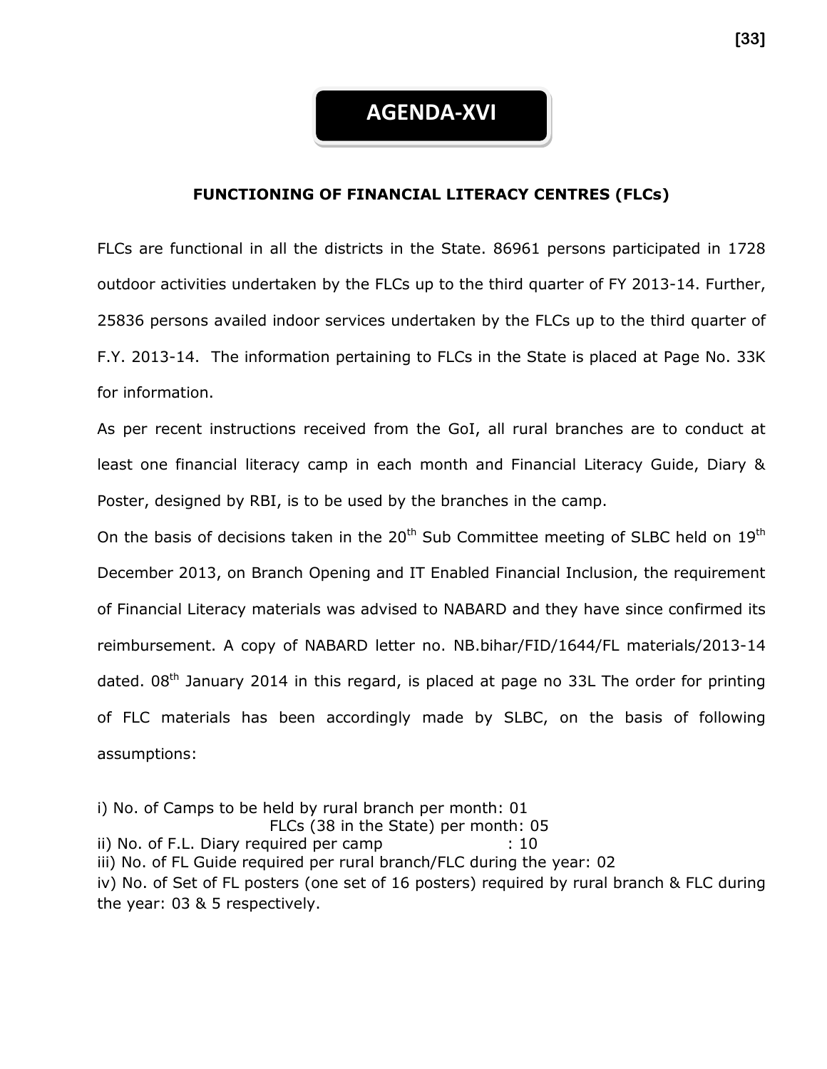# AGENDA-XVI

## FUNCTIONING OF FINANCIAL LITERACY CENTRES (FLCs)

FLCs are functional in all the districts in the State. 86961 persons participated in 1728 outdoor activities undertaken by the FLCs up to the third quarter of FY 2013-14. Further, 25836 persons availed indoor services undertaken by the FLCs up to the third quarter of F.Y. 2013-14. The information pertaining to FLCs in the State is placed at Page No. 33K for information.

As per recent instructions received from the GoI, all rural branches are to conduct at least one financial literacy camp in each month and Financial Literacy Guide, Diary & Poster, designed by RBI, is to be used by the branches in the camp.

On the basis of decisions taken in the 20th Sub Committee meeting of SLBC held on 19th December 2013, on Branch Opening and IT Enabled Financial Inclusion, the requirement of Financial Literacy materials was advised to NABARD and they have since confirmed its reimbursement. A copy of NABARD letter no. NB.bihar/FID/1644/FL materials/2013-14 dated. 08th January 2014 in this regard, is placed at page no 33L The order for printing of FLC materials has been accordingly made by SLBC, on the basis of following assumptions:

i) No. of Camps to be held by rural branch per month: 01
FLCs (38 in the State) per month: 05
ii) No. of F.L. Diary required per camp : 10
iii) No. of FL Guide required per rural branch/FLC during the year: 02
iv) No. of Set of FL posters (one set of 16 posters) required by rural branch & FLC during the year: 03 & 5 respectively.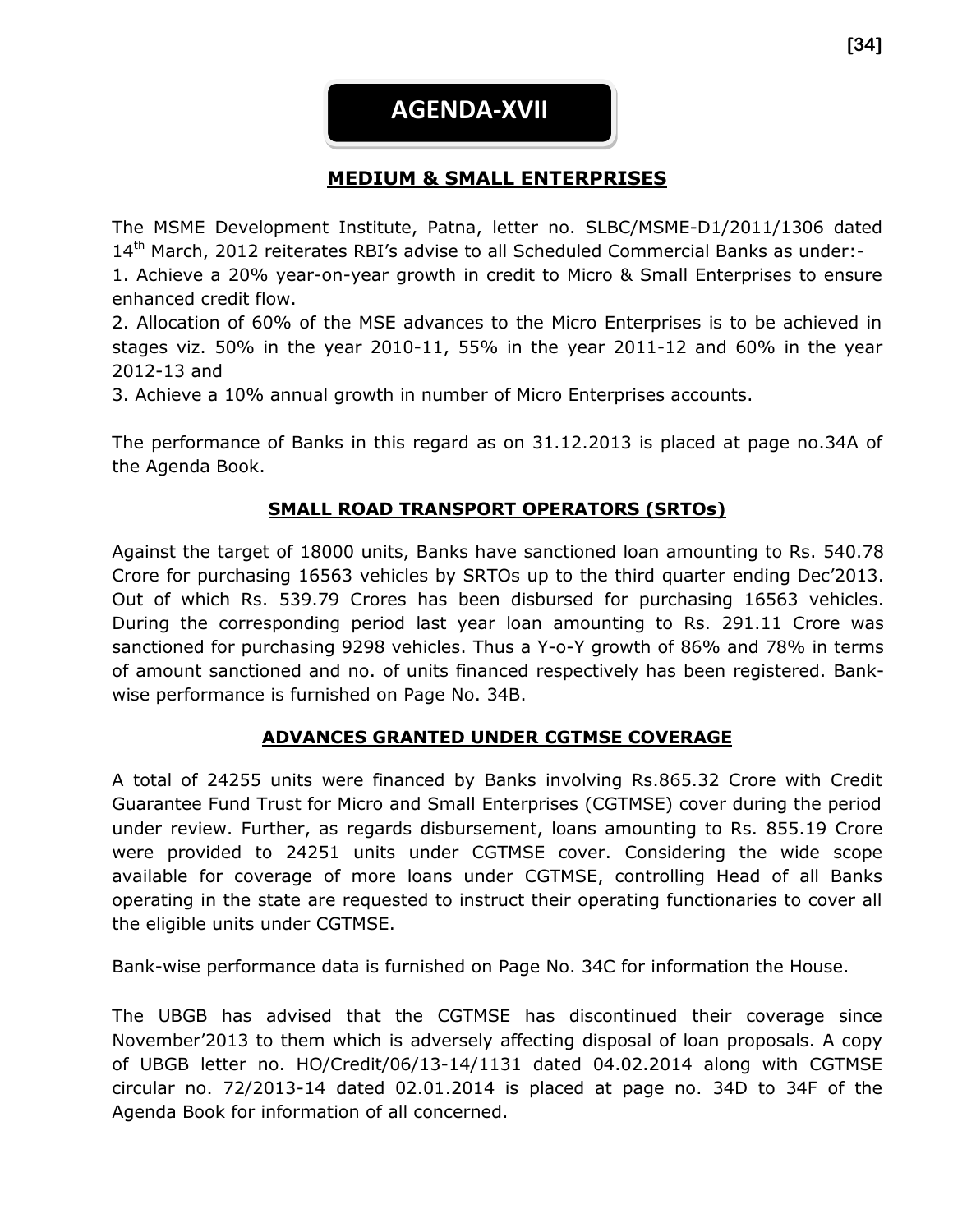# AGENDA-XVII

## MEDIUM & SMALL ENTERPRISES

The MSME Development Institute, Patna, letter no. SLBC/MSME-D1/2011/1306 dated 14th March, 2012 reiterates RBI's advise to all Scheduled Commercial Banks as under:-

1. Achieve a 20% year-on-year growth in credit to Micro & Small Enterprises to ensure enhanced credit flow.
2. Allocation of 60% of the MSE advances to the Micro Enterprises is to be achieved in stages viz. 50% in the year 2010-11, 55% in the year 2011-12 and 60% in the year 2012-13 and
3. Achieve a 10% annual growth in number of Micro Enterprises accounts.

The performance of Banks in this regard as on 31.12.2013 is placed at page no.34A of the Agenda Book.

## SMALL ROAD TRANSPORT OPERATORS (SRTOs)

Against the target of 18000 units, Banks have sanctioned loan amounting to Rs. 540.78 Crore for purchasing 16563 vehicles by SRTOs up to the third quarter ending Dec'2013. Out of which Rs. 539.79 Crores has been disbursed for purchasing 16563 vehicles. During the corresponding period last year loan amounting to Rs. 291.11 Crore was sanctioned for purchasing 9298 vehicles. Thus a Y-o-Y growth of 86% and 78% in terms of amount sanctioned and no. of units financed respectively has been registered. Bank-wise performance is furnished on Page No. 34B.

## ADVANCES GRANTED UNDER CGTMSE COVERAGE

A total of 24255 units were financed by Banks involving Rs.865.32 Crore with Credit Guarantee Fund Trust for Micro and Small Enterprises (CGTMSE) cover during the period under review. Further, as regards disbursement, loans amounting to Rs. 855.19 Crore were provided to 24251 units under CGTMSE cover. Considering the wide scope available for coverage of more loans under CGTMSE, controlling Head of all Banks operating in the state are requested to instruct their operating functionaries to cover all the eligible units under CGTMSE.

Bank-wise performance data is furnished on Page No. 34C for information the House.

The UBGB has advised that the CGTMSE has discontinued their coverage since November'2013 to them which is adversely affecting disposal of loan proposals. A copy of UBGB letter no. HO/Credit/06/13-14/1131 dated 04.02.2014 along with CGTMSE circular no. 72/2013-14 dated 02.01.2014 is placed at page no. 34D to 34F of the Agenda Book for information of all concerned.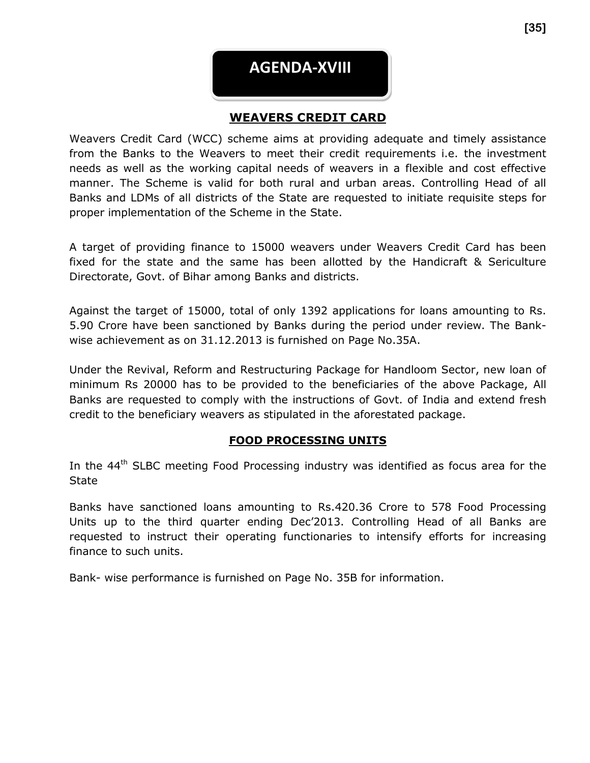# AGENDA-XVIII

## WEAVERS CREDIT CARD

Weavers Credit Card (WCC) scheme aims at providing adequate and timely assistance from the Banks to the Weavers to meet their credit requirements i.e. the investment needs as well as the working capital needs of weavers in a flexible and cost effective manner. The Scheme is valid for both rural and urban areas. Controlling Head of all Banks and LDMs of all districts of the State are requested to initiate requisite steps for proper implementation of the Scheme in the State.

A target of providing finance to 15000 weavers under Weavers Credit Card has been fixed for the state and the same has been allotted by the Handicraft & Sericulture Directorate, Govt. of Bihar among Banks and districts.

Against the target of 15000, total of only 1392 applications for loans amounting to Rs. 5.90 Crore have been sanctioned by Banks during the period under review. The Bank-wise achievement as on 31.12.2013 is furnished on Page No.35A.

Under the Revival, Reform and Restructuring Package for Handloom Sector, new loan of minimum Rs 20000 has to be provided to the beneficiaries of the above Package, All Banks are requested to comply with the instructions of Govt. of India and extend fresh credit to the beneficiary weavers as stipulated in the aforestated package.

## FOOD PROCESSING UNITS

In the 44th SLBC meeting Food Processing industry was identified as focus area for the State

Banks have sanctioned loans amounting to Rs.420.36 Crore to 578 Food Processing Units up to the third quarter ending Dec'2013. Controlling Head of all Banks are requested to instruct their operating functionaries to intensify efforts for increasing finance to such units.

Bank- wise performance is furnished on Page No. 35B for information.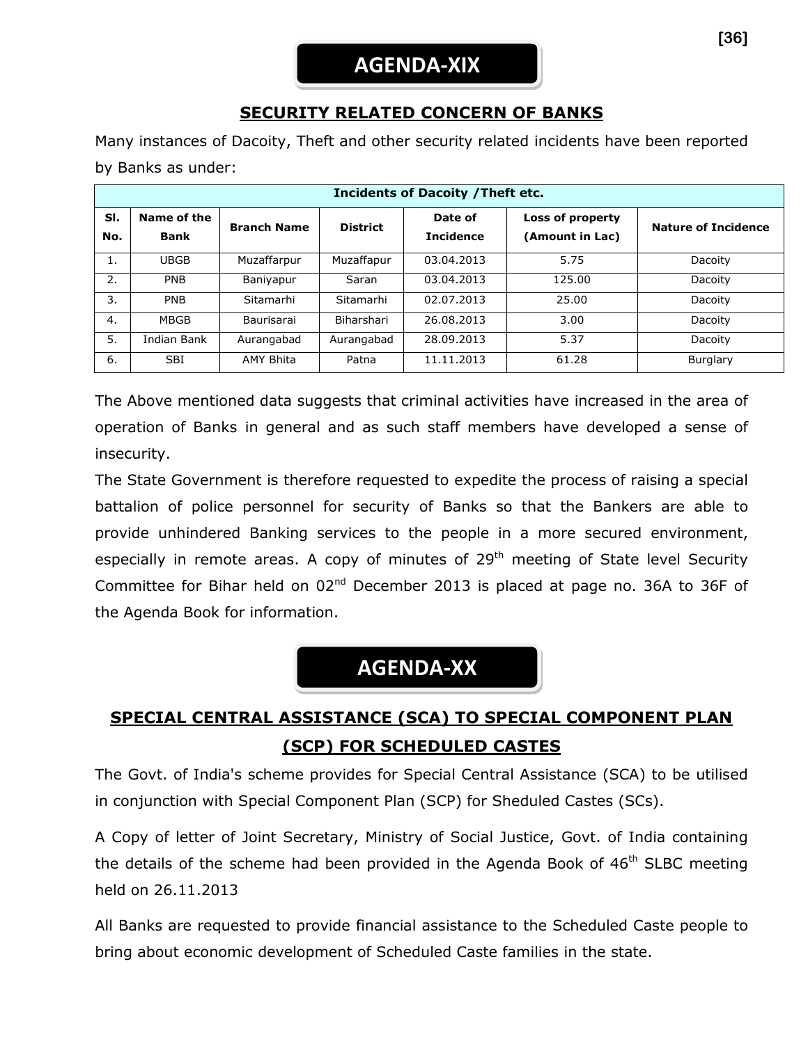# AGENDA-XIX

## SECURITY RELATED CONCERN OF BANKS

Many instances of Dacoity, Theft and other security related incidents have been reported by Banks as under:

| Incidents of Dacoity /Theft etc. | | | | | | |
|---|---|---|---|---|---|---|
| Sl. No. | Name of the Bank | Branch Name | District | Date of Incidence | Loss of property (Amount in Lac) | Nature of Incidence |
| 1. | UBGB | Muzaffarpur | Muzaffapur | 03.04.2013 | 5.75 | Dacoity |
| 2. | PNB | Baniyapur | Saran | 03.04.2013 | 125.00 | Dacoity |
| 3. | PNB | Sitamarhi | Sitamarhi | 02.07.2013 | 25.00 | Dacoity |
| 4. | MBGB | Baurisarai | Biharshari | 26.08.2013 | 3.00 | Dacoity |
| 5. | Indian Bank | Aurangabad | Aurangabad | 28.09.2013 | 5.37 | Dacoity |
| 6. | SBI | AMY Bhita | Patna | 11.11.2013 | 61.28 | Burglary |

The Above mentioned data suggests that criminal activities have increased in the area of operation of Banks in general and as such staff members have developed a sense of insecurity.

The State Government is therefore requested to expedite the process of raising a special battalion of police personnel for security of Banks so that the Bankers are able to provide unhindered Banking services to the people in a more secured environment, especially in remote areas. A copy of minutes of 29th meeting of State level Security Committee for Bihar held on 02nd December 2013 is placed at page no. 36A to 36F of the Agenda Book for information.

# AGENDA-XX

## SPECIAL CENTRAL ASSISTANCE (SCA) TO SPECIAL COMPONENT PLAN (SCP) FOR SCHEDULED CASTES

The Govt. of India's scheme provides for Special Central Assistance (SCA) to be utilised in conjunction with Special Component Plan (SCP) for Sheduled Castes (SCs).

A Copy of letter of Joint Secretary, Ministry of Social Justice, Govt. of India containing the details of the scheme had been provided in the Agenda Book of 46th SLBC meeting held on 26.11.2013

All Banks are requested to provide financial assistance to the Scheduled Caste people to bring about economic development of Scheduled Caste families in the state.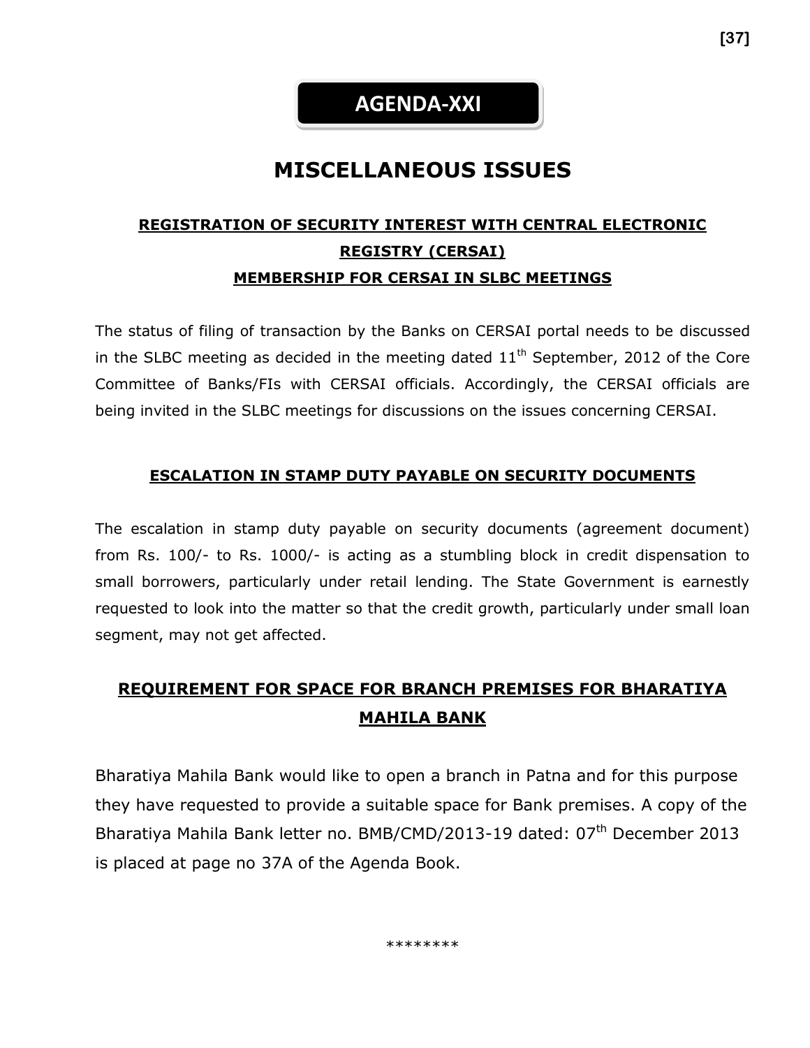# AGENDA-XXI

# MISCELLANEOUS ISSUES

### REGISTRATION OF SECURITY INTEREST WITH CENTRAL ELECTRONIC REGISTRY (CERSAI)
### MEMBERSHIP FOR CERSAI IN SLBC MEETINGS

The status of filing of transaction by the Banks on CERSAI portal needs to be discussed in the SLBC meeting as decided in the meeting dated 11th September, 2012 of the Core Committee of Banks/FIs with CERSAI officials. Accordingly, the CERSAI officials are being invited in the SLBC meetings for discussions on the issues concerning CERSAI.

### ESCALATION IN STAMP DUTY PAYABLE ON SECURITY DOCUMENTS

The escalation in stamp duty payable on security documents (agreement document) from Rs. 100/- to Rs. 1000/- is acting as a stumbling block in credit dispensation to small borrowers, particularly under retail lending. The State Government is earnestly requested to look into the matter so that the credit growth, particularly under small loan segment, may not get affected.

## REQUIREMENT FOR SPACE FOR BRANCH PREMISES FOR BHARATIYA MAHILA BANK

Bharatiya Mahila Bank would like to open a branch in Patna and for this purpose they have requested to provide a suitable space for Bank premises. A copy of the Bharatiya Mahila Bank letter no. BMB/CMD/2013-19 dated: 07th December 2013 is placed at page no 37A of the Agenda Book.

********